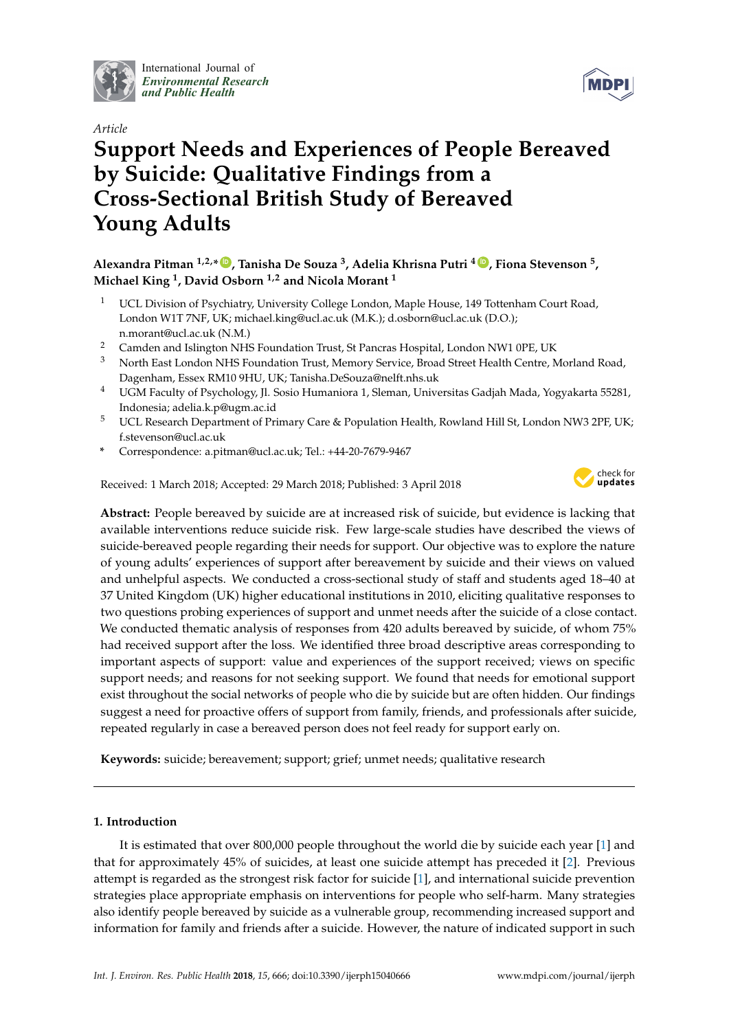International Journal of *Environmental Research and Public Health*

*Article*

# Support Needs and Experiences of People Bereaved by Suicide: Qualitative Findings from a Cross-Sectional British Study of Bereaved Young Adults

**Alexandra Pitman [1,2,*], Tanisha De Souza [3], Adelia Khrisna Putri [4], Fiona Stevenson [5], Michael King [1], David Osborn [1,2] and Nicola Morant [1]**

[1] UCL Division of Psychiatry, University College London, Maple House, 149 Tottenham Court Road, London W1T 7NF, UK; michael.king@ucl.ac.uk (M.K.); d.osborn@ucl.ac.uk (D.O.); n.morant@ucl.ac.uk (N.M.)

[2] Camden and Islington NHS Foundation Trust, St Pancras Hospital, London NW1 0PE, UK

[3] North East London NHS Foundation Trust, Memory Service, Broad Street Health Centre, Morland Road, Dagenham, Essex RM10 9HU, UK; Tanisha.DeSouza@nelft.nhs.uk

[4] UGM Faculty of Psychology, Jl. Sosio Humaniora 1, Sleman, Universitas Gadjah Mada, Yogyakarta 55281, Indonesia; adelia.k.p@ugm.ac.id

[5] UCL Research Department of Primary Care & Population Health, Rowland Hill St, London NW3 2PF, UK; f.stevenson@ucl.ac.uk

[*] Correspondence: a.pitman@ucl.ac.uk; Tel.: +44-20-7679-9467

Received: 1 March 2018; Accepted: 29 March 2018; Published: 3 April 2018

**Abstract:** People bereaved by suicide are at increased risk of suicide, but evidence is lacking that available interventions reduce suicide risk. Few large-scale studies have described the views of suicide-bereaved people regarding their needs for support. Our objective was to explore the nature of young adults' experiences of support after bereavement by suicide and their views on valued and unhelpful aspects. We conducted a cross-sectional study of staff and students aged 18–40 at 37 United Kingdom (UK) higher educational institutions in 2010, eliciting qualitative responses to two questions probing experiences of support and unmet needs after the suicide of a close contact. We conducted thematic analysis of responses from 420 adults bereaved by suicide, of whom 75% had received support after the loss. We identified three broad descriptive areas corresponding to important aspects of support: value and experiences of the support received; views on specific support needs; and reasons for not seeking support. We found that needs for emotional support exist throughout the social networks of people who die by suicide but are often hidden. Our findings suggest a need for proactive offers of support from family, friends, and professionals after suicide, repeated regularly in case a bereaved person does not feel ready for support early on.

**Keywords:** suicide; bereavement; support; grief; unmet needs; qualitative research

## 1. Introduction

It is estimated that over 800,000 people throughout the world die by suicide each year [1] and that for approximately 45% of suicides, at least one suicide attempt has preceded it [2]. Previous attempt is regarded as the strongest risk factor for suicide [1], and international suicide prevention strategies place appropriate emphasis on interventions for people who self-harm. Many strategies also identify people bereaved by suicide as a vulnerable group, recommending increased support and information for family and friends after a suicide. However, the nature of indicated support in such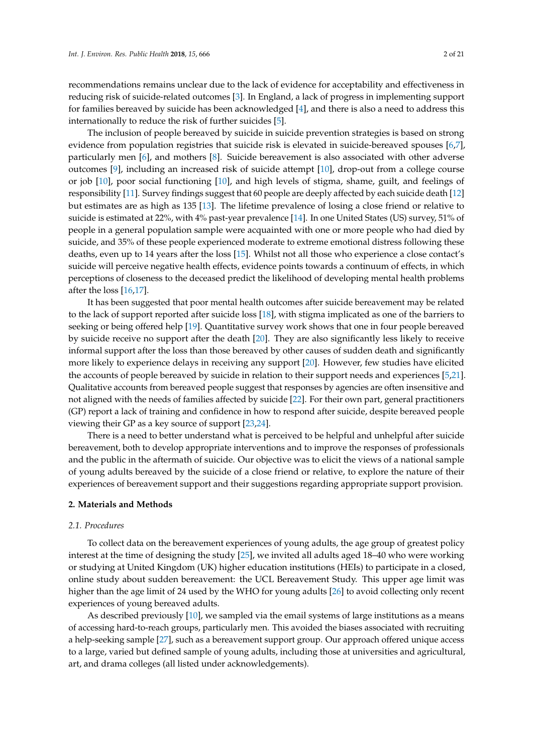recommendations remains unclear due to the lack of evidence for acceptability and effectiveness in reducing risk of suicide-related outcomes [3]. In England, a lack of progress in implementing support for families bereaved by suicide has been acknowledged [4], and there is also a need to address this internationally to reduce the risk of further suicides [5].

The inclusion of people bereaved by suicide in suicide prevention strategies is based on strong evidence from population registries that suicide risk is elevated in suicide-bereaved spouses [6,7], particularly men [6], and mothers [8]. Suicide bereavement is also associated with other adverse outcomes [9], including an increased risk of suicide attempt [10], drop-out from a college course or job [10], poor social functioning [10], and high levels of stigma, shame, guilt, and feelings of responsibility [11]. Survey findings suggest that 60 people are deeply affected by each suicide death [12] but estimates are as high as 135 [13]. The lifetime prevalence of losing a close friend or relative to suicide is estimated at 22%, with 4% past-year prevalence [14]. In one United States (US) survey, 51% of people in a general population sample were acquainted with one or more people who had died by suicide, and 35% of these people experienced moderate to extreme emotional distress following these deaths, even up to 14 years after the loss [15]. Whilst not all those who experience a close contact's suicide will perceive negative health effects, evidence points towards a continuum of effects, in which perceptions of closeness to the deceased predict the likelihood of developing mental health problems after the loss [16,17].

It has been suggested that poor mental health outcomes after suicide bereavement may be related to the lack of support reported after suicide loss [18], with stigma implicated as one of the barriers to seeking or being offered help [19]. Quantitative survey work shows that one in four people bereaved by suicide receive no support after the death [20]. They are also significantly less likely to receive informal support after the loss than those bereaved by other causes of sudden death and significantly more likely to experience delays in receiving any support [20]. However, few studies have elicited the accounts of people bereaved by suicide in relation to their support needs and experiences [5,21]. Qualitative accounts from bereaved people suggest that responses by agencies are often insensitive and not aligned with the needs of families affected by suicide [22]. For their own part, general practitioners (GP) report a lack of training and confidence in how to respond after suicide, despite bereaved people viewing their GP as a key source of support [23,24].

There is a need to better understand what is perceived to be helpful and unhelpful after suicide bereavement, both to develop appropriate interventions and to improve the responses of professionals and the public in the aftermath of suicide. Our objective was to elicit the views of a national sample of young adults bereaved by the suicide of a close friend or relative, to explore the nature of their experiences of bereavement support and their suggestions regarding appropriate support provision.

## 2. Materials and Methods

### 2.1. Procedures

To collect data on the bereavement experiences of young adults, the age group of greatest policy interest at the time of designing the study [25], we invited all adults aged 18–40 who were working or studying at United Kingdom (UK) higher education institutions (HEIs) to participate in a closed, online study about sudden bereavement: the UCL Bereavement Study. This upper age limit was higher than the age limit of 24 used by the WHO for young adults [26] to avoid collecting only recent experiences of young bereaved adults.

As described previously [10], we sampled via the email systems of large institutions as a means of accessing hard-to-reach groups, particularly men. This avoided the biases associated with recruiting a help-seeking sample [27], such as a bereavement support group. Our approach offered unique access to a large, varied but defined sample of young adults, including those at universities and agricultural, art, and drama colleges (all listed under acknowledgements).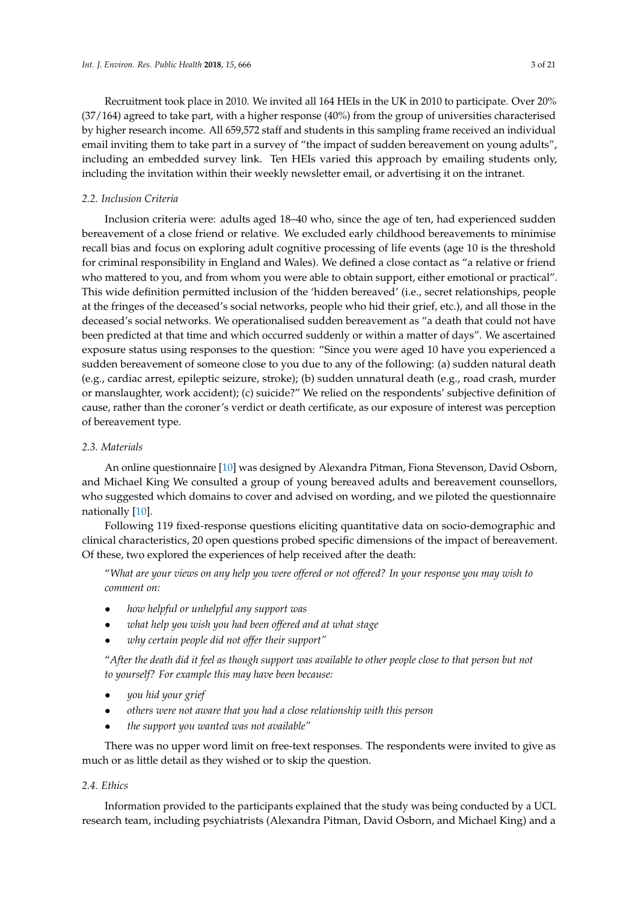Recruitment took place in 2010. We invited all 164 HEIs in the UK in 2010 to participate. Over 20% (37/164) agreed to take part, with a higher response (40%) from the group of universities characterised by higher research income. All 659,572 staff and students in this sampling frame received an individual email inviting them to take part in a survey of "the impact of sudden bereavement on young adults", including an embedded survey link. Ten HEIs varied this approach by emailing students only, including the invitation within their weekly newsletter email, or advertising it on the intranet.

### 2.2. Inclusion Criteria

Inclusion criteria were: adults aged 18–40 who, since the age of ten, had experienced sudden bereavement of a close friend or relative. We excluded early childhood bereavements to minimise recall bias and focus on exploring adult cognitive processing of life events (age 10 is the threshold for criminal responsibility in England and Wales). We defined a close contact as "a relative or friend who mattered to you, and from whom you were able to obtain support, either emotional or practical". This wide definition permitted inclusion of the 'hidden bereaved' (i.e., secret relationships, people at the fringes of the deceased's social networks, people who hid their grief, etc.), and all those in the deceased's social networks. We operationalised sudden bereavement as "a death that could not have been predicted at that time and which occurred suddenly or within a matter of days". We ascertained exposure status using responses to the question: "Since you were aged 10 have you experienced a sudden bereavement of someone close to you due to any of the following: (a) sudden natural death (e.g., cardiac arrest, epileptic seizure, stroke); (b) sudden unnatural death (e.g., road crash, murder or manslaughter, work accident); (c) suicide?" We relied on the respondents' subjective definition of cause, rather than the coroner's verdict or death certificate, as our exposure of interest was perception of bereavement type.

### 2.3. Materials

An online questionnaire [10] was designed by Alexandra Pitman, Fiona Stevenson, David Osborn, and Michael King We consulted a group of young bereaved adults and bereavement counsellors, who suggested which domains to cover and advised on wording, and we piloted the questionnaire nationally [10].

Following 119 fixed-response questions eliciting quantitative data on socio-demographic and clinical characteristics, 20 open questions probed specific dimensions of the impact of bereavement. Of these, two explored the experiences of help received after the death:

"*What are your views on any help you were offered or not offered? In your response you may wish to comment on:*

- *how helpful or unhelpful any support was*
- *what help you wish you had been offered and at what stage*
- *why certain people did not offer their support"*

"*After the death did it feel as though support was available to other people close to that person but not to yourself? For example this may have been because:*

- *you hid your grief*
- *others were not aware that you had a close relationship with this person*
- *the support you wanted was not available"*

There was no upper word limit on free-text responses. The respondents were invited to give as much or as little detail as they wished or to skip the question.

### 2.4. Ethics

Information provided to the participants explained that the study was being conducted by a UCL research team, including psychiatrists (Alexandra Pitman, David Osborn, and Michael King) and a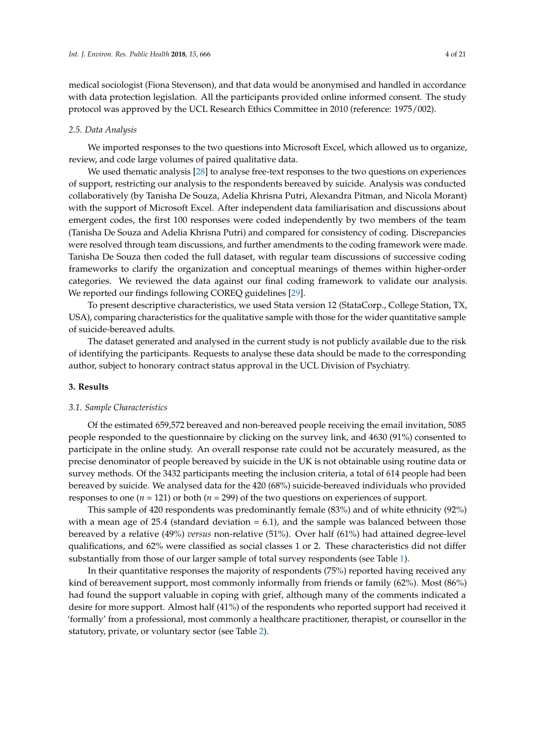medical sociologist (Fiona Stevenson), and that data would be anonymised and handled in accordance with data protection legislation. All the participants provided online informed consent. The study protocol was approved by the UCL Research Ethics Committee in 2010 (reference: 1975/002).

### 2.5. Data Analysis

We imported responses to the two questions into Microsoft Excel, which allowed us to organize, review, and code large volumes of paired qualitative data.

We used thematic analysis [28] to analyse free-text responses to the two questions on experiences of support, restricting our analysis to the respondents bereaved by suicide. Analysis was conducted collaboratively (by Tanisha De Souza, Adelia Khrisna Putri, Alexandra Pitman, and Nicola Morant) with the support of Microsoft Excel. After independent data familiarisation and discussions about emergent codes, the first 100 responses were coded independently by two members of the team (Tanisha De Souza and Adelia Khrisna Putri) and compared for consistency of coding. Discrepancies were resolved through team discussions, and further amendments to the coding framework were made. Tanisha De Souza then coded the full dataset, with regular team discussions of successive coding frameworks to clarify the organization and conceptual meanings of themes within higher-order categories. We reviewed the data against our final coding framework to validate our analysis. We reported our findings following COREQ guidelines [29].

To present descriptive characteristics, we used Stata version 12 (StataCorp., College Station, TX, USA), comparing characteristics for the qualitative sample with those for the wider quantitative sample of suicide-bereaved adults.

The dataset generated and analysed in the current study is not publicly available due to the risk of identifying the participants. Requests to analyse these data should be made to the corresponding author, subject to honorary contract status approval in the UCL Division of Psychiatry.

## 3. Results

### 3.1. Sample Characteristics

Of the estimated 659,572 bereaved and non-bereaved people receiving the email invitation, 5085 people responded to the questionnaire by clicking on the survey link, and 4630 (91%) consented to participate in the online study. An overall response rate could not be accurately measured, as the precise denominator of people bereaved by suicide in the UK is not obtainable using routine data or survey methods. Of the 3432 participants meeting the inclusion criteria, a total of 614 people had been bereaved by suicide. We analysed data for the 420 (68%) suicide-bereaved individuals who provided responses to one ($n$ = 121) or both ($n$ = 299) of the two questions on experiences of support.

This sample of 420 respondents was predominantly female (83%) and of white ethnicity (92%) with a mean age of 25.4 (standard deviation = 6.1), and the sample was balanced between those bereaved by a relative (49%) *versus* non-relative (51%). Over half (61%) had attained degree-level qualifications, and 62% were classified as social classes 1 or 2. These characteristics did not differ substantially from those of our larger sample of total survey respondents (see Table 1).

In their quantitative responses the majority of respondents (75%) reported having received any kind of bereavement support, most commonly informally from friends or family (62%). Most (86%) had found the support valuable in coping with grief, although many of the comments indicated a desire for more support. Almost half (41%) of the respondents who reported support had received it 'formally' from a professional, most commonly a healthcare practitioner, therapist, or counsellor in the statutory, private, or voluntary sector (see Table 2).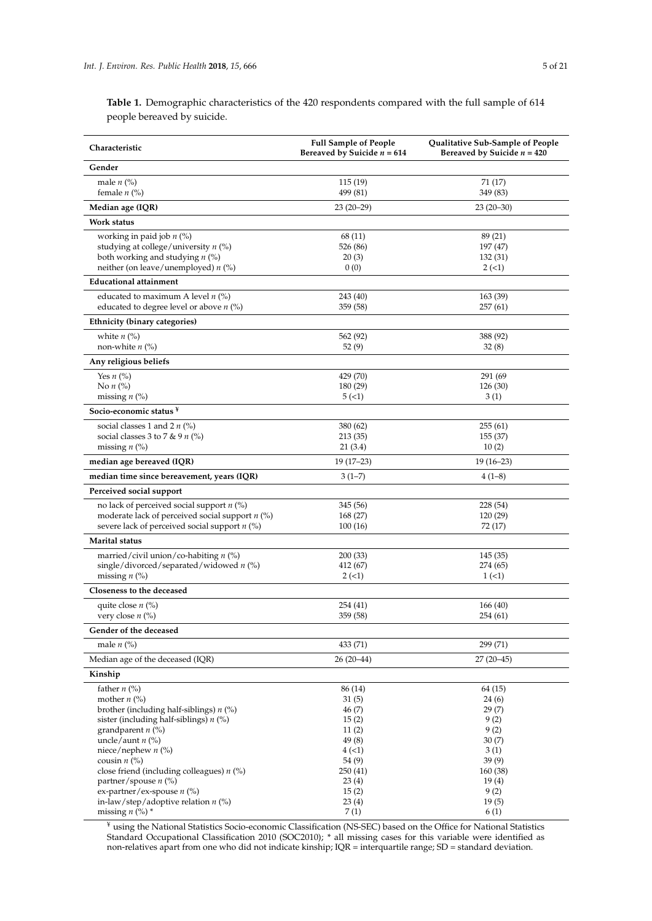**Table 1.** Demographic characteristics of the 420 respondents compared with the full sample of 614 people bereaved by suicide.

| Characteristic | Full Sample of People Bereaved by Suicide *n* = 614 | Qualitative Sub-Sample of People Bereaved by Suicide *n* = 420 |
|---|---|---|
| **Gender** | | |
| male *n* (%) | 115 (19) | 71 (17) |
| female *n* (%) | 499 (81) | 349 (83) |
| **Median age (IQR)** | 23 (20–29) | 23 (20–30) |
| **Work status** | | |
| working in paid job *n* (%) | 68 (11) | 89 (21) |
| studying at college/university *n* (%) | 526 (86) | 197 (47) |
| both working and studying *n* (%) | 20 (3) | 132 (31) |
| neither (on leave/unemployed) *n* (%) | 0 (0) | 2 (<1) |
| **Educational attainment** | | |
| educated to maximum A level *n* (%) | 243 (40) | 163 (39) |
| educated to degree level or above *n* (%) | 359 (58) | 257 (61) |
| **Ethnicity (binary categories)** | | |
| white *n* (%) | 562 (92) | 388 (92) |
| non-white *n* (%) | 52 (9) | 32 (8) |
| **Any religious beliefs** | | |
| Yes *n* (%) | 429 (70) | 291 (69 |
| No *n* (%) | 180 (29) | 126 (30) |
| missing *n* (%) | 5 (<1) | 3 (1) |
| **Socio-economic status** ¥ | | |
| social classes 1 and 2 *n* (%) | 380 (62) | 255 (61) |
| social classes 3 to 7 & 9 *n* (%) | 213 (35) | 155 (37) |
| missing *n* (%) | 21 (3.4) | 10 (2) |
| **median age bereaved (IQR)** | 19 (17–23) | 19 (16–23) |
| **median time since bereavement, years (IQR)** | 3 (1–7) | 4 (1–8) |
| **Perceived social support** | | |
| no lack of perceived social support *n* (%) | 345 (56) | 228 (54) |
| moderate lack of perceived social support *n* (%) | 168 (27) | 120 (29) |
| severe lack of perceived social support *n* (%) | 100 (16) | 72 (17) |
| **Marital status** | | |
| married/civil union/co-habiting *n* (%) | 200 (33) | 145 (35) |
| single/divorced/separated/widowed *n* (%) | 412 (67) | 274 (65) |
| missing *n* (%) | 2 (<1) | 1 (<1) |
| **Closeness to the deceased** | | |
| quite close *n* (%) | 254 (41) | 166 (40) |
| very close *n* (%) | 359 (58) | 254 (61) |
| **Gender of the deceased** | | |
| male *n* (%) | 433 (71) | 299 (71) |
| Median age of the deceased (IQR) | 26 (20–44) | 27 (20–45) |
| **Kinship** | | |
| father *n* (%) | 86 (14) | 64 (15) |
| mother *n* (%) | 31 (5) | 24 (6) |
| brother (including half-siblings) *n* (%) | 46 (7) | 29 (7) |
| sister (including half-siblings) *n* (%) | 15 (2) | 9 (2) |
| grandparent *n* (%) | 11 (2) | 9 (2) |
| uncle/aunt *n* (%) | 49 (8) | 30 (7) |
| niece/nephew *n* (%) | 4 (<1) | 3 (1) |
| cousin *n* (%) | 54 (9) | 39 (9) |
| close friend (including colleagues) *n* (%) | 250 (41) | 160 (38) |
| partner/spouse *n* (%) | 23 (4) | 19 (4) |
| ex-partner/ex-spouse *n* (%) | 15 (2) | 9 (2) |
| in-law/step/adoptive relation *n* (%) | 23 (4) | 19 (5) |
| missing *n* (%) * | 7 (1) | 6 (1) |

¥ using the National Statistics Socio-economic Classification (NS-SEC) based on the Office for National Statistics Standard Occupational Classification 2010 (SOC2010); * all missing cases for this variable were identified as non-relatives apart from one who did not indicate kinship; IQR = interquartile range; SD = standard deviation.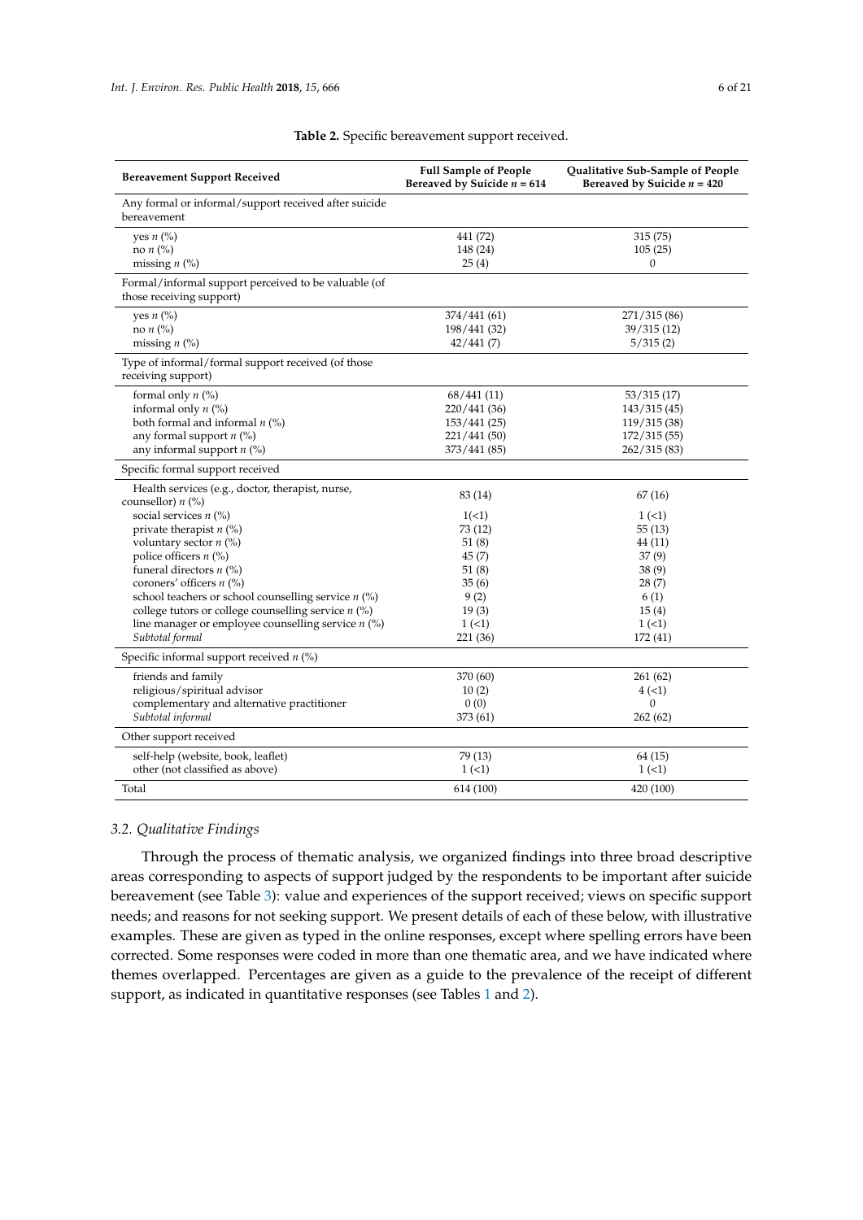**Table 2.** Specific bereavement support received.

| Bereavement Support Received | Full Sample of People Bereaved by Suicide $n$ = 614 | Qualitative Sub-Sample of People Bereaved by Suicide $n$ = 420 |
|---|---|---|
| Any formal or informal/support received after suicide bereavement | | |
| yes $n$ (%) | 441 (72) | 315 (75) |
| no $n$ (%) | 148 (24) | 105 (25) |
| missing $n$ (%) | 25 (4) | 0 |
| Formal/informal support perceived to be valuable (of those receiving support) | | |
| yes $n$ (%) | 374/441 (61) | 271/315 (86) |
| no $n$ (%) | 198/441 (32) | 39/315 (12) |
| missing $n$ (%) | 42/441 (7) | 5/315 (2) |
| Type of informal/formal support received (of those receiving support) | | |
| formal only $n$ (%) | 68/441 (11) | 53/315 (17) |
| informal only $n$ (%) | 220/441 (36) | 143/315 (45) |
| both formal and informal $n$ (%) | 153/441 (25) | 119/315 (38) |
| any formal support $n$ (%) | 221/441 (50) | 172/315 (55) |
| any informal support $n$ (%) | 373/441 (85) | 262/315 (83) |
| Specific formal support received | | |
| Health services (e.g., doctor, therapist, nurse, counsellor) $n$ (%) | 83 (14) | 67 (16) |
| social services $n$ (%) | 1(<1) | 1 (<1) |
| private therapist $n$ (%) | 73 (12) | 55 (13) |
| voluntary sector $n$ (%) | 51 (8) | 44 (11) |
| police officers $n$ (%) | 45 (7) | 37 (9) |
| funeral directors $n$ (%) | 51 (8) | 38 (9) |
| coroners' officers $n$ (%) | 35 (6) | 28 (7) |
| school teachers or school counselling service $n$ (%) | 9 (2) | 6 (1) |
| college tutors or college counselling service $n$ (%) | 19 (3) | 15 (4) |
| line manager or employee counselling service $n$ (%) | 1 (<1) | 1 (<1) |
| *Subtotal formal* | 221 (36) | 172 (41) |
| Specific informal support received $n$ (%) | | |
| friends and family | 370 (60) | 261 (62) |
| religious/spiritual advisor | 10 (2) | 4 (<1) |
| complementary and alternative practitioner | 0 (0) | 0 |
| *Subtotal informal* | 373 (61) | 262 (62) |
| Other support received | | |
| self-help (website, book, leaflet) | 79 (13) | 64 (15) |
| other (not classified as above) | 1 (<1) | 1 (<1) |
| Total | 614 (100) | 420 (100) |

### 3.2. Qualitative Findings

Through the process of thematic analysis, we organized findings into three broad descriptive areas corresponding to aspects of support judged by the respondents to be important after suicide bereavement (see Table 3): value and experiences of the support received; views on specific support needs; and reasons for not seeking support. We present details of each of these below, with illustrative examples. These are given as typed in the online responses, except where spelling errors have been corrected. Some responses were coded in more than one thematic area, and we have indicated where themes overlapped. Percentages are given as a guide to the prevalence of the receipt of different support, as indicated in quantitative responses (see Tables 1 and 2).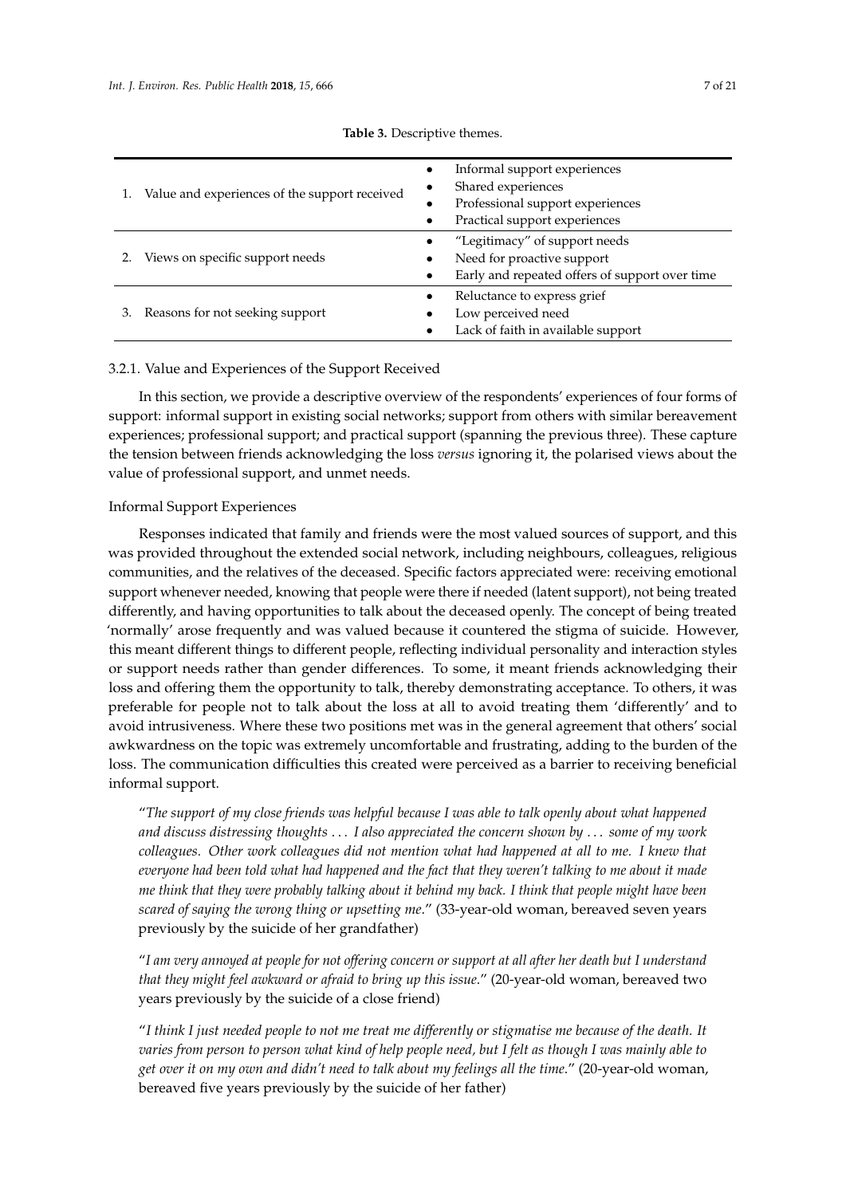**Table 3.** Descriptive themes.

| | |
|---|---|
| 1. Value and experiences of the support received | • Informal support experiences<br>• Shared experiences<br>• Professional support experiences<br>• Practical support experiences |
| 2. Views on specific support needs | • "Legitimacy" of support needs<br>• Need for proactive support<br>• Early and repeated offers of support over time |
| 3. Reasons for not seeking support | • Reluctance to express grief<br>• Low perceived need<br>• Lack of faith in available support |

### 3.2.1. Value and Experiences of the Support Received

In this section, we provide a descriptive overview of the respondents' experiences of four forms of support: informal support in existing social networks; support from others with similar bereavement experiences; professional support; and practical support (spanning the previous three). These capture the tension between friends acknowledging the loss *versus* ignoring it, the polarised views about the value of professional support, and unmet needs.

#### Informal Support Experiences

Responses indicated that family and friends were the most valued sources of support, and this was provided throughout the extended social network, including neighbours, colleagues, religious communities, and the relatives of the deceased. Specific factors appreciated were: receiving emotional support whenever needed, knowing that people were there if needed (latent support), not being treated differently, and having opportunities to talk about the deceased openly. The concept of being treated 'normally' arose frequently and was valued because it countered the stigma of suicide. However, this meant different things to different people, reflecting individual personality and interaction styles or support needs rather than gender differences. To some, it meant friends acknowledging their loss and offering them the opportunity to talk, thereby demonstrating acceptance. To others, it was preferable for people not to talk about the loss at all to avoid treating them 'differently' and to avoid intrusiveness. Where these two positions met was in the general agreement that others' social awkwardness on the topic was extremely uncomfortable and frustrating, adding to the burden of the loss. The communication difficulties this created were perceived as a barrier to receiving beneficial informal support.

"*The support of my close friends was helpful because I was able to talk openly about what happened and discuss distressing thoughts … I also appreciated the concern shown by … some of my work colleagues. Other work colleagues did not mention what had happened at all to me. I knew that everyone had been told what had happened and the fact that they weren't talking to me about it made me think that they were probably talking about it behind my back. I think that people might have been scared of saying the wrong thing or upsetting me*." (33-year-old woman, bereaved seven years previously by the suicide of her grandfather)

"*I am very annoyed at people for not offering concern or support at all after her death but I understand that they might feel awkward or afraid to bring up this issue*." (20-year-old woman, bereaved two years previously by the suicide of a close friend)

"*I think I just needed people to not me treat me differently or stigmatise me because of the death. It varies from person to person what kind of help people need, but I felt as though I was mainly able to get over it on my own and didn't need to talk about my feelings all the time*." (20-year-old woman, bereaved five years previously by the suicide of her father)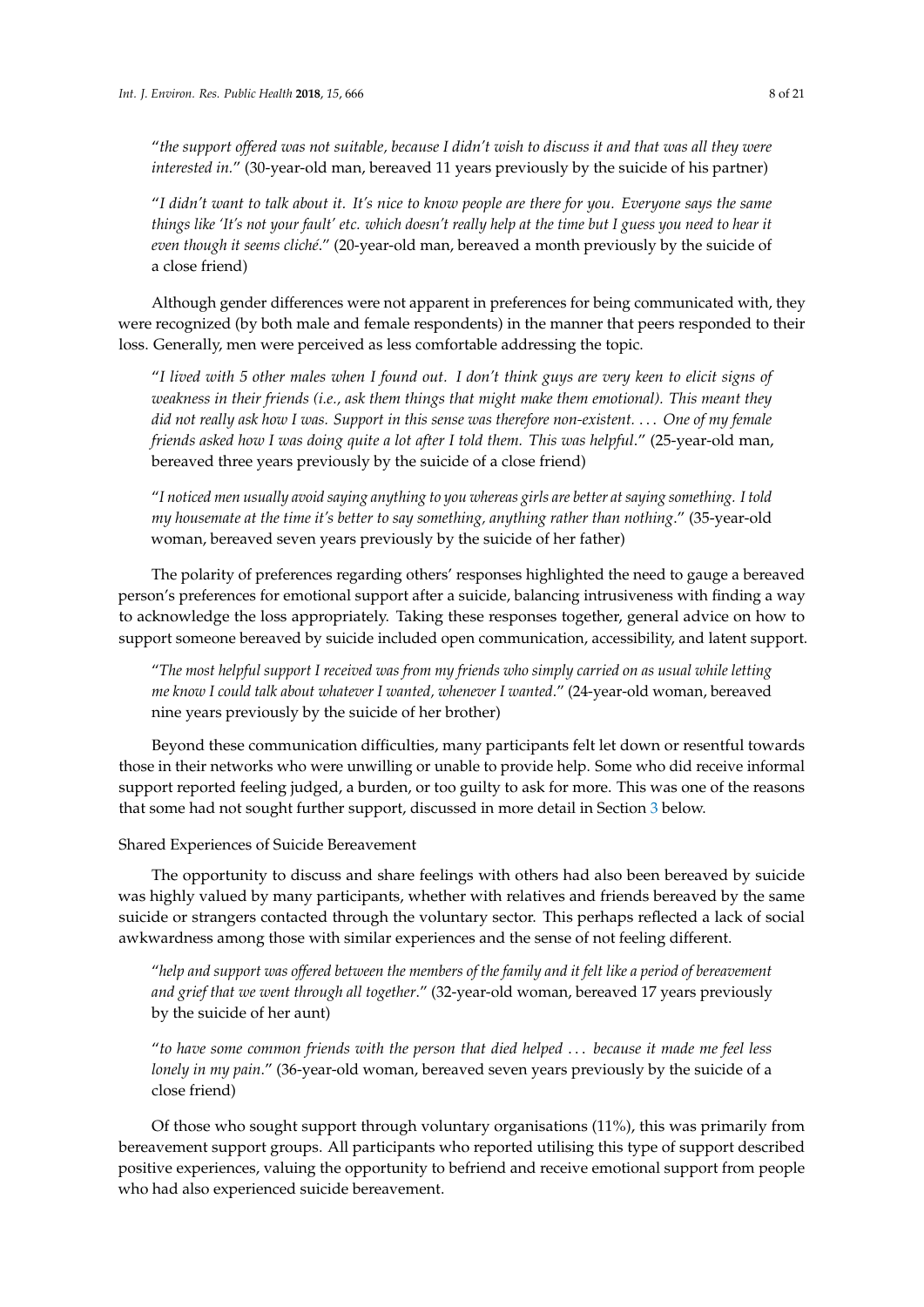"*the support offered was not suitable, because I didn't wish to discuss it and that was all they were interested in.*" (30-year-old man, bereaved 11 years previously by the suicide of his partner)

"*I didn't want to talk about it. It's nice to know people are there for you. Everyone says the same things like 'It's not your fault' etc. which doesn't really help at the time but I guess you need to hear it even though it seems cliché.*" (20-year-old man, bereaved a month previously by the suicide of a close friend)

Although gender differences were not apparent in preferences for being communicated with, they were recognized (by both male and female respondents) in the manner that peers responded to their loss. Generally, men were perceived as less comfortable addressing the topic.

"*I lived with 5 other males when I found out. I don't think guys are very keen to elicit signs of weakness in their friends (i.e., ask them things that might make them emotional). This meant they did not really ask how I was. Support in this sense was therefore non-existent. . . . One of my female friends asked how I was doing quite a lot after I told them. This was helpful.*" (25-year-old man, bereaved three years previously by the suicide of a close friend)

"*I noticed men usually avoid saying anything to you whereas girls are better at saying something. I told my housemate at the time it's better to say something, anything rather than nothing.*" (35-year-old woman, bereaved seven years previously by the suicide of her father)

The polarity of preferences regarding others' responses highlighted the need to gauge a bereaved person's preferences for emotional support after a suicide, balancing intrusiveness with finding a way to acknowledge the loss appropriately. Taking these responses together, general advice on how to support someone bereaved by suicide included open communication, accessibility, and latent support.

"*The most helpful support I received was from my friends who simply carried on as usual while letting me know I could talk about whatever I wanted, whenever I wanted.*" (24-year-old woman, bereaved nine years previously by the suicide of her brother)

Beyond these communication difficulties, many participants felt let down or resentful towards those in their networks who were unwilling or unable to provide help. Some who did receive informal support reported feeling judged, a burden, or too guilty to ask for more. This was one of the reasons that some had not sought further support, discussed in more detail in Section 3 below.

Shared Experiences of Suicide Bereavement

The opportunity to discuss and share feelings with others had also been bereaved by suicide was highly valued by many participants, whether with relatives and friends bereaved by the same suicide or strangers contacted through the voluntary sector. This perhaps reflected a lack of social awkwardness among those with similar experiences and the sense of not feeling different.

"*help and support was offered between the members of the family and it felt like a period of bereavement and grief that we went through all together.*" (32-year-old woman, bereaved 17 years previously by the suicide of her aunt)

"*to have some common friends with the person that died helped . . . because it made me feel less lonely in my pain.*" (36-year-old woman, bereaved seven years previously by the suicide of a close friend)

Of those who sought support through voluntary organisations (11%), this was primarily from bereavement support groups. All participants who reported utilising this type of support described positive experiences, valuing the opportunity to befriend and receive emotional support from people who had also experienced suicide bereavement.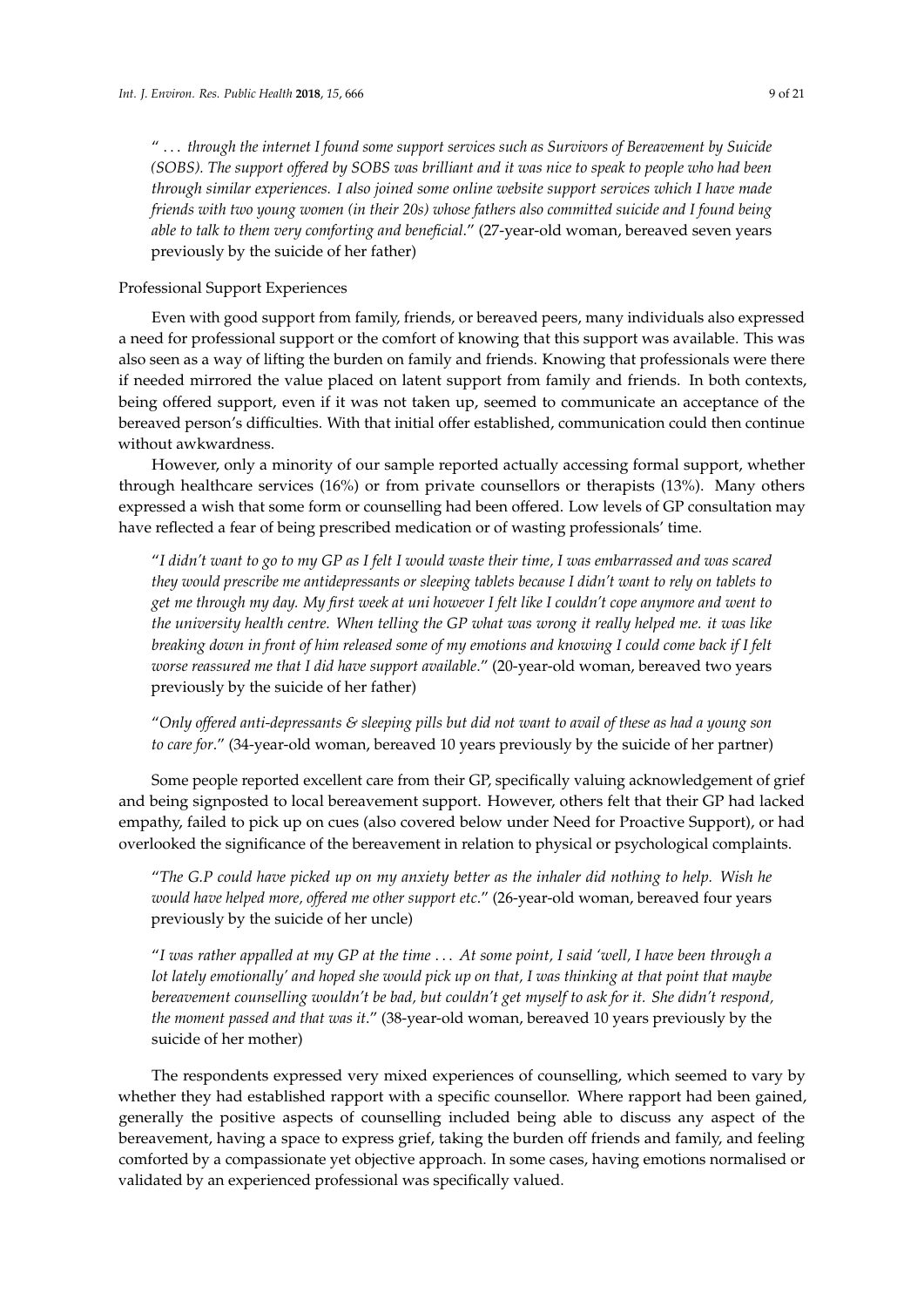"... *through the internet I found some support services such as Survivors of Bereavement by Suicide (SOBS). The support offered by SOBS was brilliant and it was nice to speak to people who had been through similar experiences. I also joined some online website support services which I have made friends with two young women (in their 20s) whose fathers also committed suicide and I found being able to talk to them very comforting and beneficial*." (27-year-old woman, bereaved seven years previously by the suicide of her father)

Professional Support Experiences

Even with good support from family, friends, or bereaved peers, many individuals also expressed a need for professional support or the comfort of knowing that this support was available. This was also seen as a way of lifting the burden on family and friends. Knowing that professionals were there if needed mirrored the value placed on latent support from family and friends. In both contexts, being offered support, even if it was not taken up, seemed to communicate an acceptance of the bereaved person's difficulties. With that initial offer established, communication could then continue without awkwardness.

However, only a minority of our sample reported actually accessing formal support, whether through healthcare services (16%) or from private counsellors or therapists (13%). Many others expressed a wish that some form or counselling had been offered. Low levels of GP consultation may have reflected a fear of being prescribed medication or of wasting professionals' time.

"*I didn't want to go to my GP as I felt I would waste their time, I was embarrassed and was scared they would prescribe me antidepressants or sleeping tablets because I didn't want to rely on tablets to get me through my day. My first week at uni however I felt like I couldn't cope anymore and went to the university health centre. When telling the GP what was wrong it really helped me. it was like breaking down in front of him released some of my emotions and knowing I could come back if I felt worse reassured me that I did have support available*." (20-year-old woman, bereaved two years previously by the suicide of her father)

"*Only offered anti-depressants & sleeping pills but did not want to avail of these as had a young son to care for*." (34-year-old woman, bereaved 10 years previously by the suicide of her partner)

Some people reported excellent care from their GP, specifically valuing acknowledgement of grief and being signposted to local bereavement support. However, others felt that their GP had lacked empathy, failed to pick up on cues (also covered below under Need for Proactive Support), or had overlooked the significance of the bereavement in relation to physical or psychological complaints.

"*The G.P could have picked up on my anxiety better as the inhaler did nothing to help. Wish he would have helped more, offered me other support etc*." (26-year-old woman, bereaved four years previously by the suicide of her uncle)

"*I was rather appalled at my GP at the time ... At some point, I said 'well, I have been through a lot lately emotionally' and hoped she would pick up on that, I was thinking at that point that maybe bereavement counselling wouldn't be bad, but couldn't get myself to ask for it. She didn't respond, the moment passed and that was it*." (38-year-old woman, bereaved 10 years previously by the suicide of her mother)

The respondents expressed very mixed experiences of counselling, which seemed to vary by whether they had established rapport with a specific counsellor. Where rapport had been gained, generally the positive aspects of counselling included being able to discuss any aspect of the bereavement, having a space to express grief, taking the burden off friends and family, and feeling comforted by a compassionate yet objective approach. In some cases, having emotions normalised or validated by an experienced professional was specifically valued.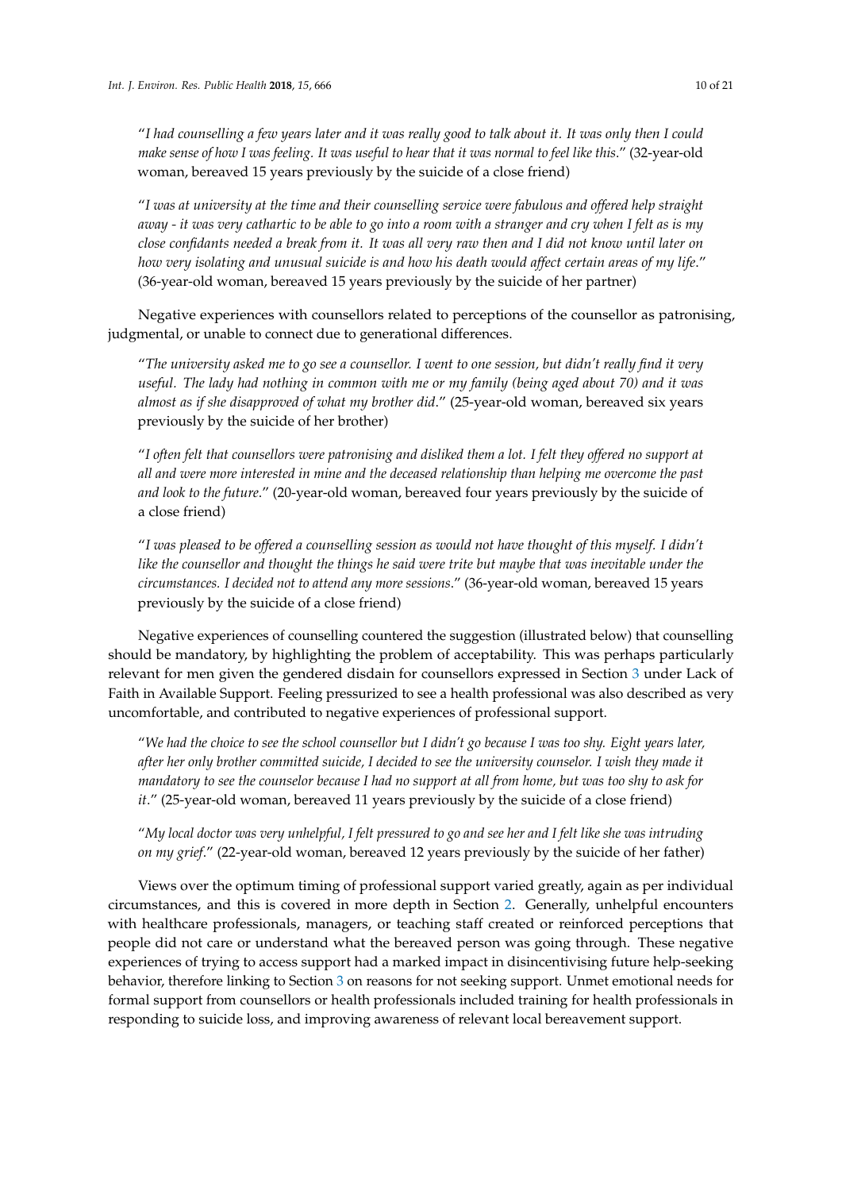"*I had counselling a few years later and it was really good to talk about it. It was only then I could make sense of how I was feeling. It was useful to hear that it was normal to feel like this*." (32-year-old woman, bereaved 15 years previously by the suicide of a close friend)

"*I was at university at the time and their counselling service were fabulous and offered help straight away - it was very cathartic to be able to go into a room with a stranger and cry when I felt as is my close confidants needed a break from it. It was all very raw then and I did not know until later on how very isolating and unusual suicide is and how his death would affect certain areas of my life*." (36-year-old woman, bereaved 15 years previously by the suicide of her partner)

Negative experiences with counsellors related to perceptions of the counsellor as patronising, judgmental, or unable to connect due to generational differences.

"*The university asked me to go see a counsellor. I went to one session, but didn't really find it very useful. The lady had nothing in common with me or my family (being aged about 70) and it was almost as if she disapproved of what my brother did*." (25-year-old woman, bereaved six years previously by the suicide of her brother)

"*I often felt that counsellors were patronising and disliked them a lot. I felt they offered no support at all and were more interested in mine and the deceased relationship than helping me overcome the past and look to the future*." (20-year-old woman, bereaved four years previously by the suicide of a close friend)

"*I was pleased to be offered a counselling session as would not have thought of this myself. I didn't like the counsellor and thought the things he said were trite but maybe that was inevitable under the circumstances. I decided not to attend any more sessions*." (36-year-old woman, bereaved 15 years previously by the suicide of a close friend)

Negative experiences of counselling countered the suggestion (illustrated below) that counselling should be mandatory, by highlighting the problem of acceptability. This was perhaps particularly relevant for men given the gendered disdain for counsellors expressed in Section 3 under Lack of Faith in Available Support. Feeling pressurized to see a health professional was also described as very uncomfortable, and contributed to negative experiences of professional support.

"*We had the choice to see the school counsellor but I didn't go because I was too shy. Eight years later, after her only brother committed suicide, I decided to see the university counselor. I wish they made it mandatory to see the counselor because I had no support at all from home, but was too shy to ask for it*." (25-year-old woman, bereaved 11 years previously by the suicide of a close friend)

"*My local doctor was very unhelpful, I felt pressured to go and see her and I felt like she was intruding on my grief*." (22-year-old woman, bereaved 12 years previously by the suicide of her father)

Views over the optimum timing of professional support varied greatly, again as per individual circumstances, and this is covered in more depth in Section 2. Generally, unhelpful encounters with healthcare professionals, managers, or teaching staff created or reinforced perceptions that people did not care or understand what the bereaved person was going through. These negative experiences of trying to access support had a marked impact in disincentivising future help-seeking behavior, therefore linking to Section 3 on reasons for not seeking support. Unmet emotional needs for formal support from counsellors or health professionals included training for health professionals in responding to suicide loss, and improving awareness of relevant local bereavement support.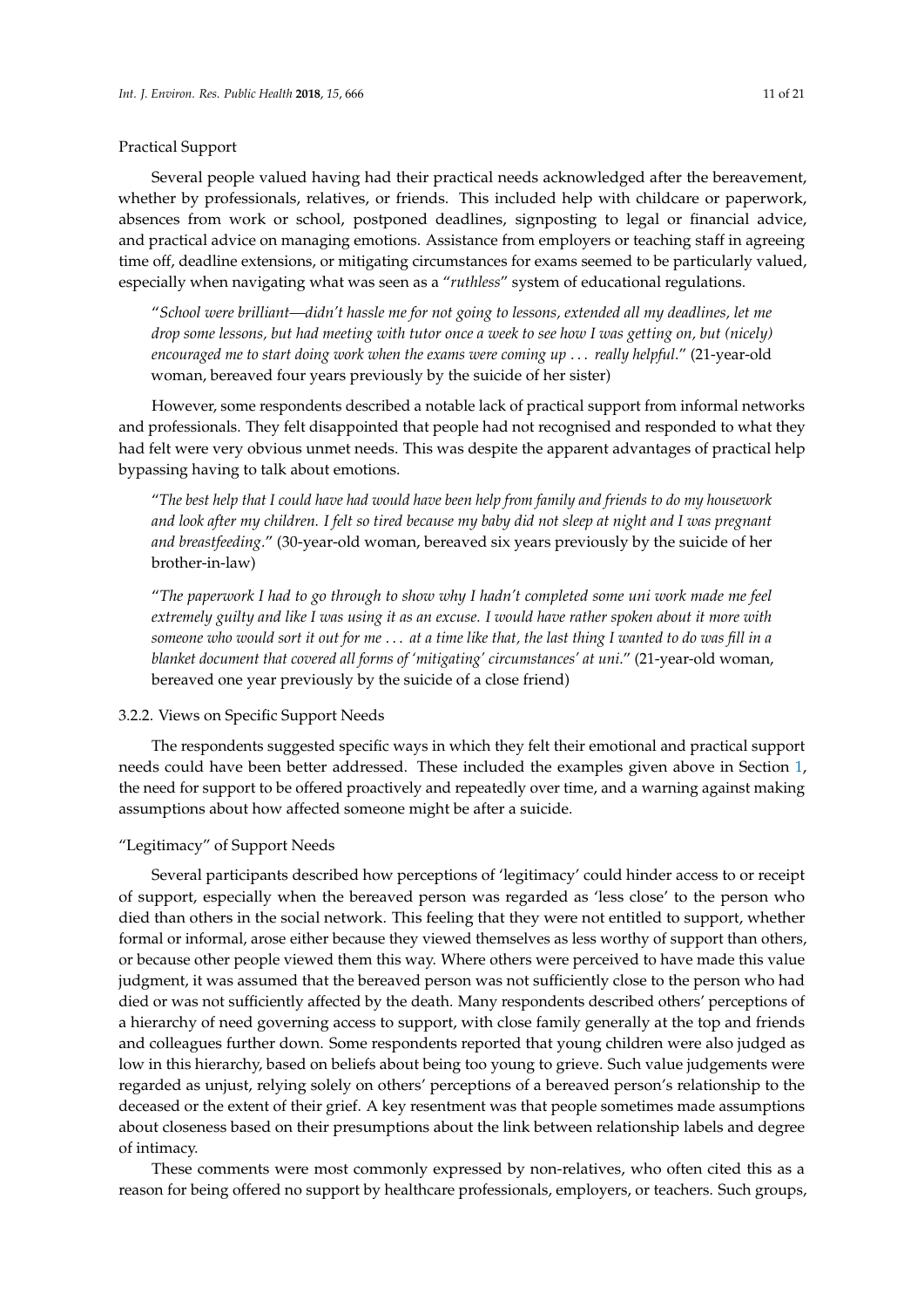Practical Support

Several people valued having had their practical needs acknowledged after the bereavement, whether by professionals, relatives, or friends. This included help with childcare or paperwork, absences from work or school, postponed deadlines, signposting to legal or financial advice, and practical advice on managing emotions. Assistance from employers or teaching staff in agreeing time off, deadline extensions, or mitigating circumstances for exams seemed to be particularly valued, especially when navigating what was seen as a "*ruthless*" system of educational regulations.

> "*School were brilliant—didn't hassle me for not going to lessons, extended all my deadlines, let me drop some lessons, but had meeting with tutor once a week to see how I was getting on, but (nicely) encouraged me to start doing work when the exams were coming up … really helpful*." (21-year-old woman, bereaved four years previously by the suicide of her sister)

However, some respondents described a notable lack of practical support from informal networks and professionals. They felt disappointed that people had not recognised and responded to what they had felt were very obvious unmet needs. This was despite the apparent advantages of practical help bypassing having to talk about emotions.

> "*The best help that I could have had would have been help from family and friends to do my housework and look after my children. I felt so tired because my baby did not sleep at night and I was pregnant and breastfeeding*." (30-year-old woman, bereaved six years previously by the suicide of her brother-in-law)

> "*The paperwork I had to go through to show why I hadn't completed some uni work made me feel extremely guilty and like I was using it as an excuse. I would have rather spoken about it more with someone who would sort it out for me … at a time like that, the last thing I wanted to do was fill in a blanket document that covered all forms of 'mitigating' circumstances' at uni*." (21-year-old woman, bereaved one year previously by the suicide of a close friend)

### 3.2.2. Views on Specific Support Needs

The respondents suggested specific ways in which they felt their emotional and practical support needs could have been better addressed. These included the examples given above in Section 1, the need for support to be offered proactively and repeatedly over time, and a warning against making assumptions about how affected someone might be after a suicide.

"Legitimacy" of Support Needs

Several participants described how perceptions of 'legitimacy' could hinder access to or receipt of support, especially when the bereaved person was regarded as 'less close' to the person who died than others in the social network. This feeling that they were not entitled to support, whether formal or informal, arose either because they viewed themselves as less worthy of support than others, or because other people viewed them this way. Where others were perceived to have made this value judgment, it was assumed that the bereaved person was not sufficiently close to the person who had died or was not sufficiently affected by the death. Many respondents described others' perceptions of a hierarchy of need governing access to support, with close family generally at the top and friends and colleagues further down. Some respondents reported that young children were also judged as low in this hierarchy, based on beliefs about being too young to grieve. Such value judgements were regarded as unjust, relying solely on others' perceptions of a bereaved person's relationship to the deceased or the extent of their grief. A key resentment was that people sometimes made assumptions about closeness based on their presumptions about the link between relationship labels and degree of intimacy.

These comments were most commonly expressed by non-relatives, who often cited this as a reason for being offered no support by healthcare professionals, employers, or teachers. Such groups,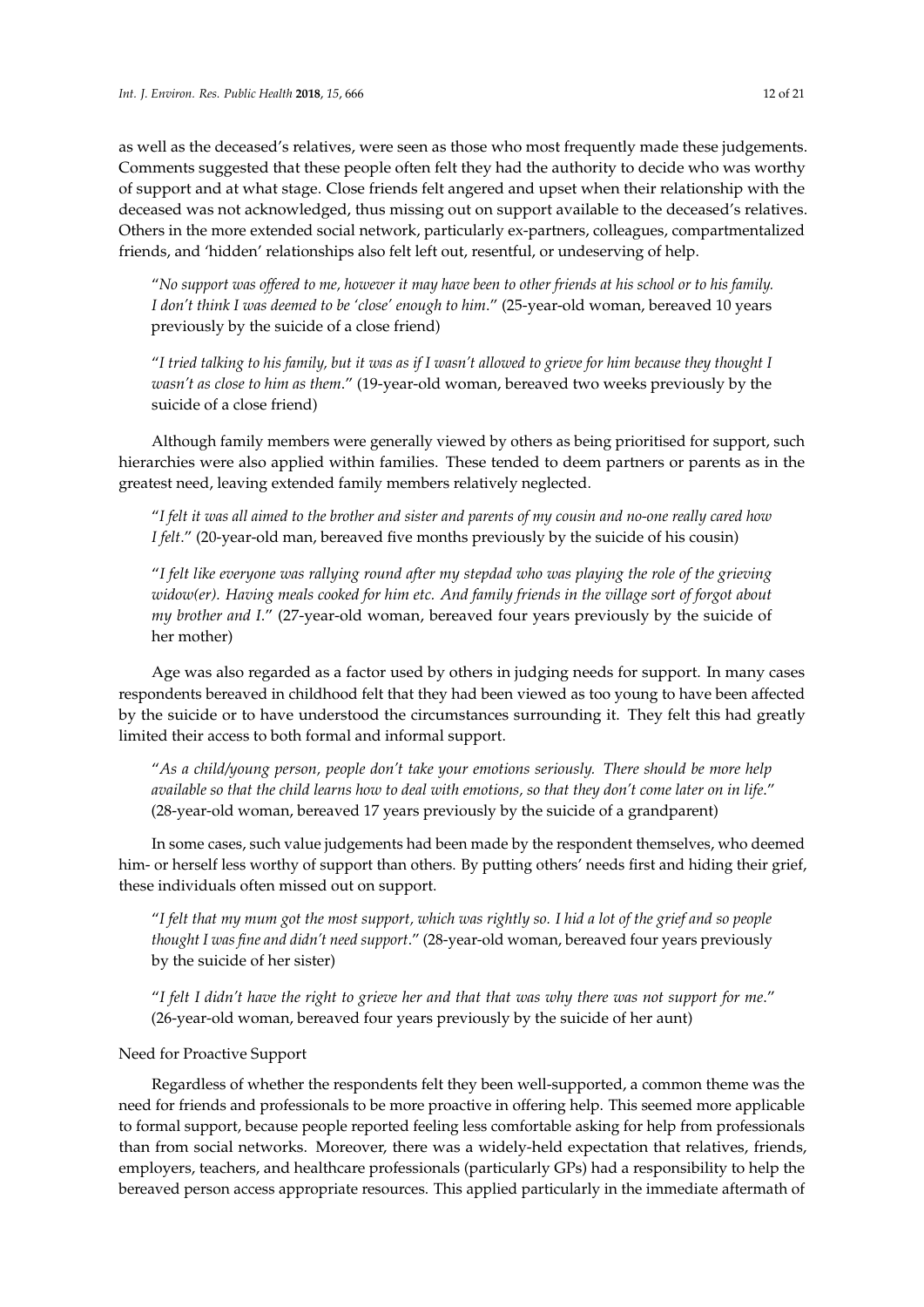as well as the deceased's relatives, were seen as those who most frequently made these judgements. Comments suggested that these people often felt they had the authority to decide who was worthy of support and at what stage. Close friends felt angered and upset when their relationship with the deceased was not acknowledged, thus missing out on support available to the deceased's relatives. Others in the more extended social network, particularly ex-partners, colleagues, compartmentalized friends, and 'hidden' relationships also felt left out, resentful, or undeserving of help.

> "*No support was offered to me, however it may have been to other friends at his school or to his family. I don't think I was deemed to be 'close' enough to him.*" (25-year-old woman, bereaved 10 years previously by the suicide of a close friend)

> "*I tried talking to his family, but it was as if I wasn't allowed to grieve for him because they thought I wasn't as close to him as them.*" (19-year-old woman, bereaved two weeks previously by the suicide of a close friend)

Although family members were generally viewed by others as being prioritised for support, such hierarchies were also applied within families. These tended to deem partners or parents as in the greatest need, leaving extended family members relatively neglected.

> "*I felt it was all aimed to the brother and sister and parents of my cousin and no-one really cared how I felt.*" (20-year-old man, bereaved five months previously by the suicide of his cousin)

> "*I felt like everyone was rallying round after my stepdad who was playing the role of the grieving widow(er). Having meals cooked for him etc. And family friends in the village sort of forgot about my brother and I.*" (27-year-old woman, bereaved four years previously by the suicide of her mother)

Age was also regarded as a factor used by others in judging needs for support. In many cases respondents bereaved in childhood felt that they had been viewed as too young to have been affected by the suicide or to have understood the circumstances surrounding it. They felt this had greatly limited their access to both formal and informal support.

> "*As a child/young person, people don't take your emotions seriously. There should be more help available so that the child learns how to deal with emotions, so that they don't come later on in life.*" (28-year-old woman, bereaved 17 years previously by the suicide of a grandparent)

In some cases, such value judgements had been made by the respondent themselves, who deemed him- or herself less worthy of support than others. By putting others' needs first and hiding their grief, these individuals often missed out on support.

> "*I felt that my mum got the most support, which was rightly so. I hid a lot of the grief and so people thought I was fine and didn't need support.*" (28-year-old woman, bereaved four years previously by the suicide of her sister)

> "*I felt I didn't have the right to grieve her and that that was why there was not support for me.*" (26-year-old woman, bereaved four years previously by the suicide of her aunt)

Need for Proactive Support

Regardless of whether the respondents felt they been well-supported, a common theme was the need for friends and professionals to be more proactive in offering help. This seemed more applicable to formal support, because people reported feeling less comfortable asking for help from professionals than from social networks. Moreover, there was a widely-held expectation that relatives, friends, employers, teachers, and healthcare professionals (particularly GPs) had a responsibility to help the bereaved person access appropriate resources. This applied particularly in the immediate aftermath of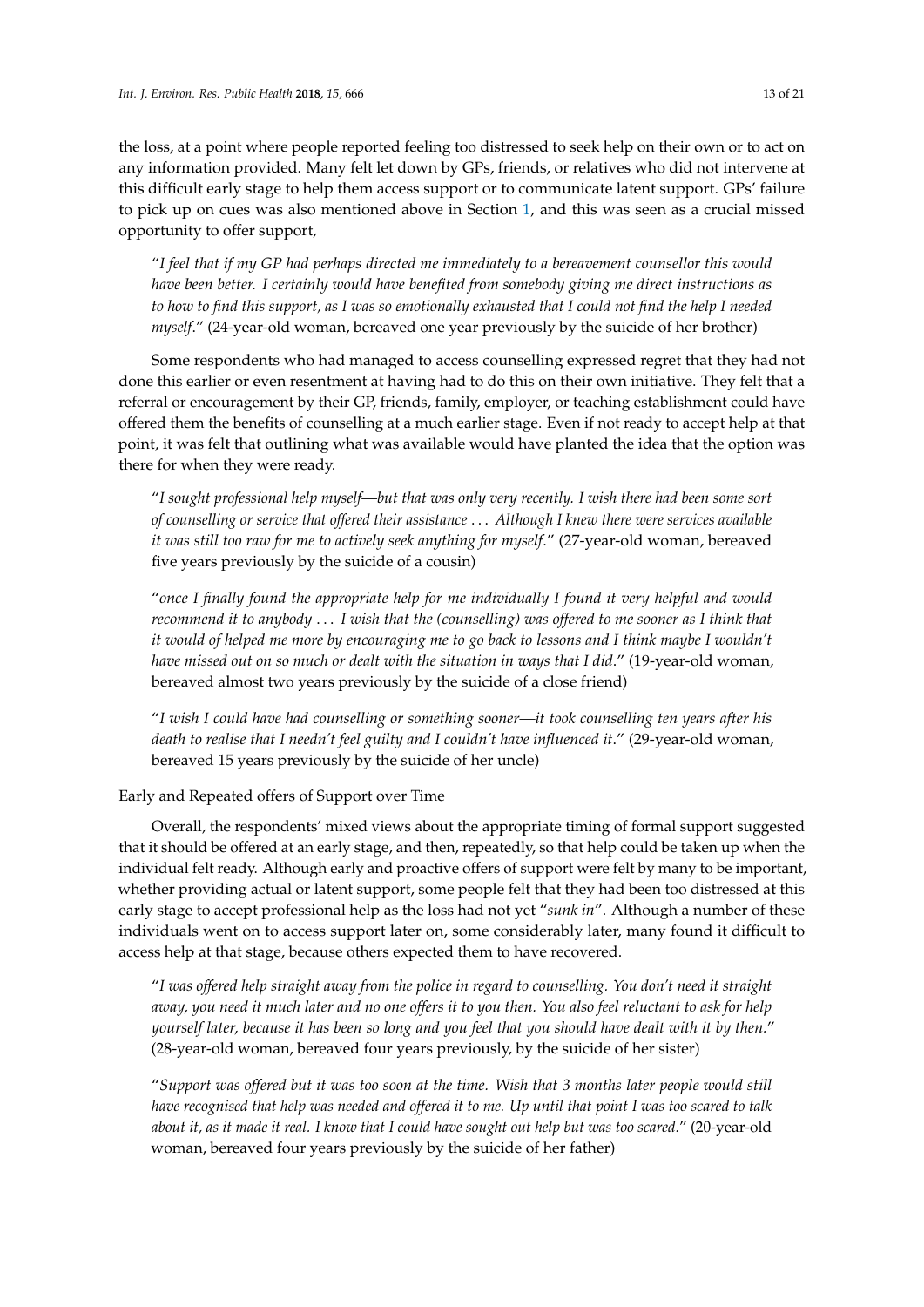the loss, at a point where people reported feeling too distressed to seek help on their own or to act on any information provided. Many felt let down by GPs, friends, or relatives who did not intervene at this difficult early stage to help them access support or to communicate latent support. GPs' failure to pick up on cues was also mentioned above in Section 1, and this was seen as a crucial missed opportunity to offer support,

> "*I feel that if my GP had perhaps directed me immediately to a bereavement counsellor this would have been better. I certainly would have benefited from somebody giving me direct instructions as to how to find this support, as I was so emotionally exhausted that I could not find the help I needed myself.*" (24-year-old woman, bereaved one year previously by the suicide of her brother)

Some respondents who had managed to access counselling expressed regret that they had not done this earlier or even resentment at having had to do this on their own initiative. They felt that a referral or encouragement by their GP, friends, family, employer, or teaching establishment could have offered them the benefits of counselling at a much earlier stage. Even if not ready to accept help at that point, it was felt that outlining what was available would have planted the idea that the option was there for when they were ready.

> "*I sought professional help myself—but that was only very recently. I wish there had been some sort of counselling or service that offered their assistance ... Although I knew there were services available it was still too raw for me to actively seek anything for myself.*" (27-year-old woman, bereaved five years previously by the suicide of a cousin)

> "*once I finally found the appropriate help for me individually I found it very helpful and would recommend it to anybody ... I wish that the (counselling) was offered to me sooner as I think that it would of helped me more by encouraging me to go back to lessons and I think maybe I wouldn't have missed out on so much or dealt with the situation in ways that I did.*" (19-year-old woman, bereaved almost two years previously by the suicide of a close friend)

> "*I wish I could have had counselling or something sooner—it took counselling ten years after his death to realise that I needn't feel guilty and I couldn't have influenced it.*" (29-year-old woman, bereaved 15 years previously by the suicide of her uncle)

Early and Repeated offers of Support over Time

Overall, the respondents' mixed views about the appropriate timing of formal support suggested that it should be offered at an early stage, and then, repeatedly, so that help could be taken up when the individual felt ready. Although early and proactive offers of support were felt by many to be important, whether providing actual or latent support, some people felt that they had been too distressed at this early stage to accept professional help as the loss had not yet "*sunk in*". Although a number of these individuals went on to access support later on, some considerably later, many found it difficult to access help at that stage, because others expected them to have recovered.

> "*I was offered help straight away from the police in regard to counselling. You don't need it straight away, you need it much later and no one offers it to you then. You also feel reluctant to ask for help yourself later, because it has been so long and you feel that you should have dealt with it by then.*" (28-year-old woman, bereaved four years previously, by the suicide of her sister)

> "*Support was offered but it was too soon at the time. Wish that 3 months later people would still have recognised that help was needed and offered it to me. Up until that point I was too scared to talk about it, as it made it real. I know that I could have sought out help but was too scared.*" (20-year-old woman, bereaved four years previously by the suicide of her father)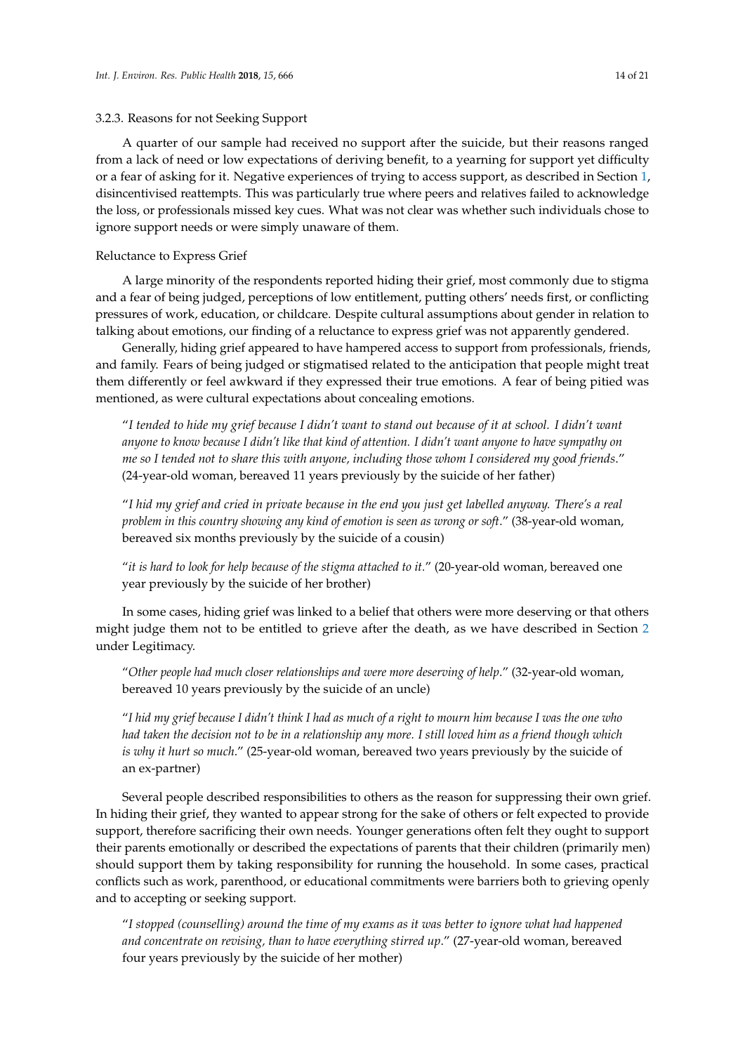#### 3.2.3. Reasons for not Seeking Support

A quarter of our sample had received no support after the suicide, but their reasons ranged from a lack of need or low expectations of deriving benefit, to a yearning for support yet difficulty or a fear of asking for it. Negative experiences of trying to access support, as described in Section 1, disincentivised reattempts. This was particularly true where peers and relatives failed to acknowledge the loss, or professionals missed key cues. What was not clear was whether such individuals chose to ignore support needs or were simply unaware of them.

Reluctance to Express Grief

A large minority of the respondents reported hiding their grief, most commonly due to stigma and a fear of being judged, perceptions of low entitlement, putting others' needs first, or conflicting pressures of work, education, or childcare. Despite cultural assumptions about gender in relation to talking about emotions, our finding of a reluctance to express grief was not apparently gendered.

Generally, hiding grief appeared to have hampered access to support from professionals, friends, and family. Fears of being judged or stigmatised related to the anticipation that people might treat them differently or feel awkward if they expressed their true emotions. A fear of being pitied was mentioned, as were cultural expectations about concealing emotions.

> "*I tended to hide my grief because I didn't want to stand out because of it at school. I didn't want anyone to know because I didn't like that kind of attention. I didn't want anyone to have sympathy on me so I tended not to share this with anyone, including those whom I considered my good friends*." (24-year-old woman, bereaved 11 years previously by the suicide of her father)

> "*I hid my grief and cried in private because in the end you just get labelled anyway. There's a real problem in this country showing any kind of emotion is seen as wrong or soft*." (38-year-old woman, bereaved six months previously by the suicide of a cousin)

> "*it is hard to look for help because of the stigma attached to it*." (20-year-old woman, bereaved one year previously by the suicide of her brother)

In some cases, hiding grief was linked to a belief that others were more deserving or that others might judge them not to be entitled to grieve after the death, as we have described in Section 2 under Legitimacy.

> "*Other people had much closer relationships and were more deserving of help*." (32-year-old woman, bereaved 10 years previously by the suicide of an uncle)

> "*I hid my grief because I didn't think I had as much of a right to mourn him because I was the one who had taken the decision not to be in a relationship any more. I still loved him as a friend though which is why it hurt so much*." (25-year-old woman, bereaved two years previously by the suicide of an ex-partner)

Several people described responsibilities to others as the reason for suppressing their own grief. In hiding their grief, they wanted to appear strong for the sake of others or felt expected to provide support, therefore sacrificing their own needs. Younger generations often felt they ought to support their parents emotionally or described the expectations of parents that their children (primarily men) should support them by taking responsibility for running the household. In some cases, practical conflicts such as work, parenthood, or educational commitments were barriers both to grieving openly and to accepting or seeking support.

> "*I stopped (counselling) around the time of my exams as it was better to ignore what had happened and concentrate on revising, than to have everything stirred up*." (27-year-old woman, bereaved four years previously by the suicide of her mother)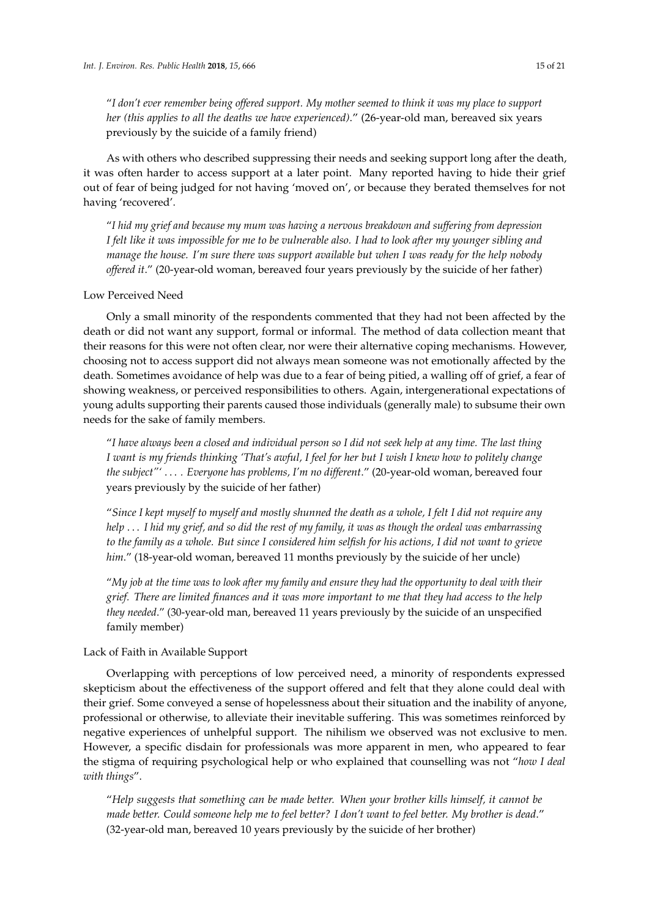"*I don't ever remember being offered support. My mother seemed to think it was my place to support her (this applies to all the deaths we have experienced)*." (26-year-old man, bereaved six years previously by the suicide of a family friend)

As with others who described suppressing their needs and seeking support long after the death, it was often harder to access support at a later point. Many reported having to hide their grief out of fear of being judged for not having 'moved on', or because they berated themselves for not having 'recovered'.

"*I hid my grief and because my mum was having a nervous breakdown and suffering from depression I felt like it was impossible for me to be vulnerable also. I had to look after my younger sibling and manage the house. I'm sure there was support available but when I was ready for the help nobody offered it*." (20-year-old woman, bereaved four years previously by the suicide of her father)

Low Perceived Need

Only a small minority of the respondents commented that they had not been affected by the death or did not want any support, formal or informal. The method of data collection meant that their reasons for this were not often clear, nor were their alternative coping mechanisms. However, choosing not to access support did not always mean someone was not emotionally affected by the death. Sometimes avoidance of help was due to a fear of being pitied, a walling off of grief, a fear of showing weakness, or perceived responsibilities to others. Again, intergenerational expectations of young adults supporting their parents caused those individuals (generally male) to subsume their own needs for the sake of family members.

"*I have always been a closed and individual person so I did not seek help at any time. The last thing I want is my friends thinking 'That's awful, I feel for her but I wish I knew how to politely change the subject"' . . . . Everyone has problems, I'm no different*." (20-year-old woman, bereaved four years previously by the suicide of her father)

"*Since I kept myself to myself and mostly shunned the death as a whole, I felt I did not require any help . . . I hid my grief, and so did the rest of my family, it was as though the ordeal was embarrassing to the family as a whole. But since I considered him selfish for his actions, I did not want to grieve him*." (18-year-old woman, bereaved 11 months previously by the suicide of her uncle)

"*My job at the time was to look after my family and ensure they had the opportunity to deal with their grief. There are limited finances and it was more important to me that they had access to the help they needed*." (30-year-old man, bereaved 11 years previously by the suicide of an unspecified family member)

Lack of Faith in Available Support

Overlapping with perceptions of low perceived need, a minority of respondents expressed skepticism about the effectiveness of the support offered and felt that they alone could deal with their grief. Some conveyed a sense of hopelessness about their situation and the inability of anyone, professional or otherwise, to alleviate their inevitable suffering. This was sometimes reinforced by negative experiences of unhelpful support. The nihilism we observed was not exclusive to men. However, a specific disdain for professionals was more apparent in men, who appeared to fear the stigma of requiring psychological help or who explained that counselling was not "*how I deal with things*".

"*Help suggests that something can be made better. When your brother kills himself, it cannot be made better. Could someone help me to feel better? I don't want to feel better. My brother is dead*." (32-year-old man, bereaved 10 years previously by the suicide of her brother)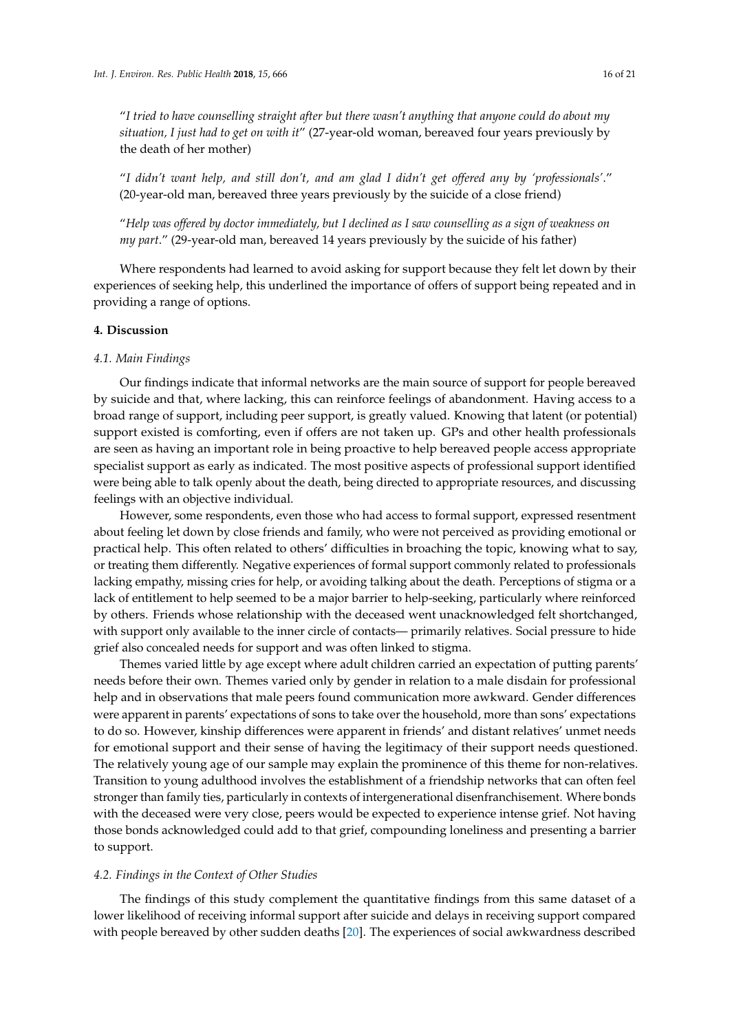"*I tried to have counselling straight after but there wasn't anything that anyone could do about my situation, I just had to get on with it*" (27-year-old woman, bereaved four years previously by the death of her mother)

"*I didn't want help, and still don't, and am glad I didn't get offered any by 'professionals'.*" (20-year-old man, bereaved three years previously by the suicide of a close friend)

"*Help was offered by doctor immediately, but I declined as I saw counselling as a sign of weakness on my part*." (29-year-old man, bereaved 14 years previously by the suicide of his father)

Where respondents had learned to avoid asking for support because they felt let down by their experiences of seeking help, this underlined the importance of offers of support being repeated and in providing a range of options.

## 4. Discussion

### 4.1. Main Findings

Our findings indicate that informal networks are the main source of support for people bereaved by suicide and that, where lacking, this can reinforce feelings of abandonment. Having access to a broad range of support, including peer support, is greatly valued. Knowing that latent (or potential) support existed is comforting, even if offers are not taken up. GPs and other health professionals are seen as having an important role in being proactive to help bereaved people access appropriate specialist support as early as indicated. The most positive aspects of professional support identified were being able to talk openly about the death, being directed to appropriate resources, and discussing feelings with an objective individual.

However, some respondents, even those who had access to formal support, expressed resentment about feeling let down by close friends and family, who were not perceived as providing emotional or practical help. This often related to others' difficulties in broaching the topic, knowing what to say, or treating them differently. Negative experiences of formal support commonly related to professionals lacking empathy, missing cries for help, or avoiding talking about the death. Perceptions of stigma or a lack of entitlement to help seemed to be a major barrier to help-seeking, particularly where reinforced by others. Friends whose relationship with the deceased went unacknowledged felt shortchanged, with support only available to the inner circle of contacts— primarily relatives. Social pressure to hide grief also concealed needs for support and was often linked to stigma.

Themes varied little by age except where adult children carried an expectation of putting parents' needs before their own. Themes varied only by gender in relation to a male disdain for professional help and in observations that male peers found communication more awkward. Gender differences were apparent in parents' expectations of sons to take over the household, more than sons' expectations to do so. However, kinship differences were apparent in friends' and distant relatives' unmet needs for emotional support and their sense of having the legitimacy of their support needs questioned. The relatively young age of our sample may explain the prominence of this theme for non-relatives. Transition to young adulthood involves the establishment of a friendship networks that can often feel stronger than family ties, particularly in contexts of intergenerational disenfranchisement. Where bonds with the deceased were very close, peers would be expected to experience intense grief. Not having those bonds acknowledged could add to that grief, compounding loneliness and presenting a barrier to support.

### 4.2. Findings in the Context of Other Studies

The findings of this study complement the quantitative findings from this same dataset of a lower likelihood of receiving informal support after suicide and delays in receiving support compared with people bereaved by other sudden deaths [20]. The experiences of social awkwardness described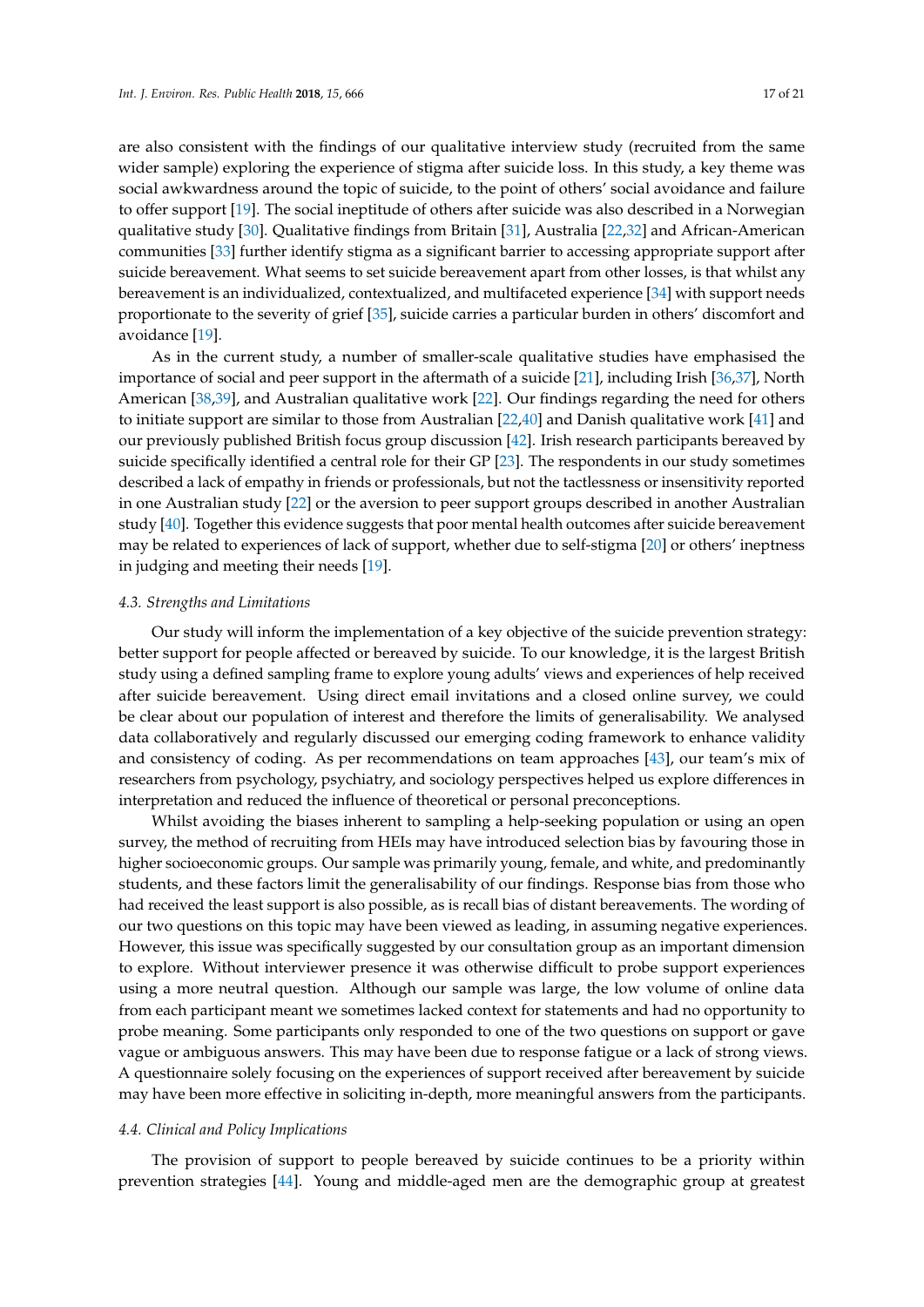are also consistent with the findings of our qualitative interview study (recruited from the same wider sample) exploring the experience of stigma after suicide loss. In this study, a key theme was social awkwardness around the topic of suicide, to the point of others' social avoidance and failure to offer support [19]. The social ineptitude of others after suicide was also described in a Norwegian qualitative study [30]. Qualitative findings from Britain [31], Australia [22,32] and African-American communities [33] further identify stigma as a significant barrier to accessing appropriate support after suicide bereavement. What seems to set suicide bereavement apart from other losses, is that whilst any bereavement is an individualized, contextualized, and multifaceted experience [34] with support needs proportionate to the severity of grief [35], suicide carries a particular burden in others' discomfort and avoidance [19].

As in the current study, a number of smaller-scale qualitative studies have emphasised the importance of social and peer support in the aftermath of a suicide [21], including Irish [36,37], North American [38,39], and Australian qualitative work [22]. Our findings regarding the need for others to initiate support are similar to those from Australian [22,40] and Danish qualitative work [41] and our previously published British focus group discussion [42]. Irish research participants bereaved by suicide specifically identified a central role for their GP [23]. The respondents in our study sometimes described a lack of empathy in friends or professionals, but not the tactlessness or insensitivity reported in one Australian study [22] or the aversion to peer support groups described in another Australian study [40]. Together this evidence suggests that poor mental health outcomes after suicide bereavement may be related to experiences of lack of support, whether due to self-stigma [20] or others' ineptness in judging and meeting their needs [19].

### 4.3. Strengths and Limitations

Our study will inform the implementation of a key objective of the suicide prevention strategy: better support for people affected or bereaved by suicide. To our knowledge, it is the largest British study using a defined sampling frame to explore young adults' views and experiences of help received after suicide bereavement. Using direct email invitations and a closed online survey, we could be clear about our population of interest and therefore the limits of generalisability. We analysed data collaboratively and regularly discussed our emerging coding framework to enhance validity and consistency of coding. As per recommendations on team approaches [43], our team's mix of researchers from psychology, psychiatry, and sociology perspectives helped us explore differences in interpretation and reduced the influence of theoretical or personal preconceptions.

Whilst avoiding the biases inherent to sampling a help-seeking population or using an open survey, the method of recruiting from HEIs may have introduced selection bias by favouring those in higher socioeconomic groups. Our sample was primarily young, female, and white, and predominantly students, and these factors limit the generalisability of our findings. Response bias from those who had received the least support is also possible, as is recall bias of distant bereavements. The wording of our two questions on this topic may have been viewed as leading, in assuming negative experiences. However, this issue was specifically suggested by our consultation group as an important dimension to explore. Without interviewer presence it was otherwise difficult to probe support experiences using a more neutral question. Although our sample was large, the low volume of online data from each participant meant we sometimes lacked context for statements and had no opportunity to probe meaning. Some participants only responded to one of the two questions on support or gave vague or ambiguous answers. This may have been due to response fatigue or a lack of strong views. A questionnaire solely focusing on the experiences of support received after bereavement by suicide may have been more effective in soliciting in-depth, more meaningful answers from the participants.

### 4.4. Clinical and Policy Implications

The provision of support to people bereaved by suicide continues to be a priority within prevention strategies [44]. Young and middle-aged men are the demographic group at greatest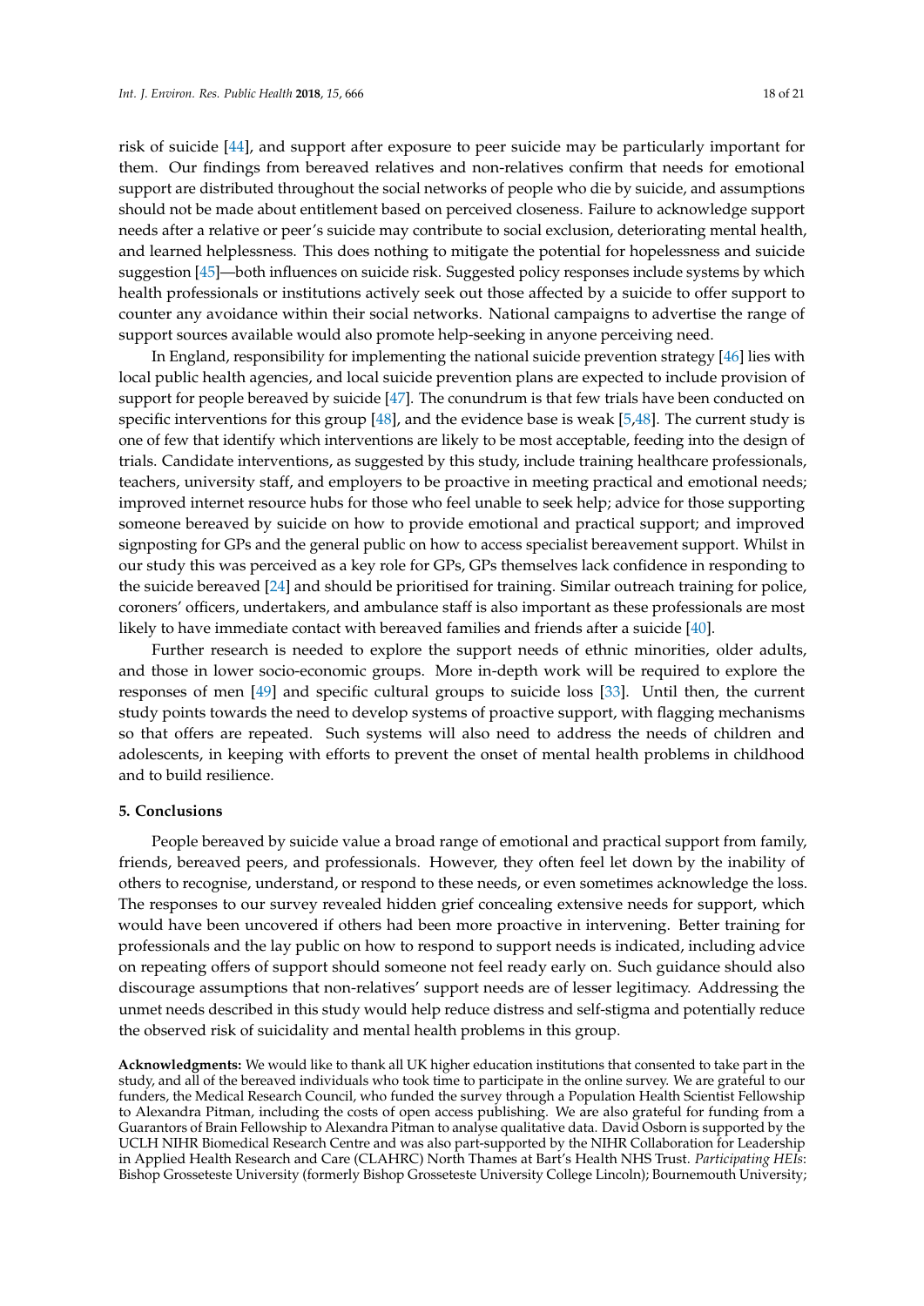risk of suicide [44], and support after exposure to peer suicide may be particularly important for them. Our findings from bereaved relatives and non-relatives confirm that needs for emotional support are distributed throughout the social networks of people who die by suicide, and assumptions should not be made about entitlement based on perceived closeness. Failure to acknowledge support needs after a relative or peer's suicide may contribute to social exclusion, deteriorating mental health, and learned helplessness. This does nothing to mitigate the potential for hopelessness and suicide suggestion [45]—both influences on suicide risk. Suggested policy responses include systems by which health professionals or institutions actively seek out those affected by a suicide to offer support to counter any avoidance within their social networks. National campaigns to advertise the range of support sources available would also promote help-seeking in anyone perceiving need.

In England, responsibility for implementing the national suicide prevention strategy [46] lies with local public health agencies, and local suicide prevention plans are expected to include provision of support for people bereaved by suicide [47]. The conundrum is that few trials have been conducted on specific interventions for this group [48], and the evidence base is weak [5,48]. The current study is one of few that identify which interventions are likely to be most acceptable, feeding into the design of trials. Candidate interventions, as suggested by this study, include training healthcare professionals, teachers, university staff, and employers to be proactive in meeting practical and emotional needs; improved internet resource hubs for those who feel unable to seek help; advice for those supporting someone bereaved by suicide on how to provide emotional and practical support; and improved signposting for GPs and the general public on how to access specialist bereavement support. Whilst in our study this was perceived as a key role for GPs, GPs themselves lack confidence in responding to the suicide bereaved [24] and should be prioritised for training. Similar outreach training for police, coroners' officers, undertakers, and ambulance staff is also important as these professionals are most likely to have immediate contact with bereaved families and friends after a suicide [40].

Further research is needed to explore the support needs of ethnic minorities, older adults, and those in lower socio-economic groups. More in-depth work will be required to explore the responses of men [49] and specific cultural groups to suicide loss [33]. Until then, the current study points towards the need to develop systems of proactive support, with flagging mechanisms so that offers are repeated. Such systems will also need to address the needs of children and adolescents, in keeping with efforts to prevent the onset of mental health problems in childhood and to build resilience.

## 5. Conclusions

People bereaved by suicide value a broad range of emotional and practical support from family, friends, bereaved peers, and professionals. However, they often feel let down by the inability of others to recognise, understand, or respond to these needs, or even sometimes acknowledge the loss. The responses to our survey revealed hidden grief concealing extensive needs for support, which would have been uncovered if others had been more proactive in intervening. Better training for professionals and the lay public on how to respond to support needs is indicated, including advice on repeating offers of support should someone not feel ready early on. Such guidance should also discourage assumptions that non-relatives' support needs are of lesser legitimacy. Addressing the unmet needs described in this study would help reduce distress and self-stigma and potentially reduce the observed risk of suicidality and mental health problems in this group.

**Acknowledgments:** We would like to thank all UK higher education institutions that consented to take part in the study, and all of the bereaved individuals who took time to participate in the online survey. We are grateful to our funders, the Medical Research Council, who funded the survey through a Population Health Scientist Fellowship to Alexandra Pitman, including the costs of open access publishing. We are also grateful for funding from a Guarantors of Brain Fellowship to Alexandra Pitman to analyse qualitative data. David Osborn is supported by the UCLH NIHR Biomedical Research Centre and was also part-supported by the NIHR Collaboration for Leadership in Applied Health Research and Care (CLAHRC) North Thames at Bart's Health NHS Trust. *Participating HEIs*: Bishop Grosseteste University (formerly Bishop Grosseteste University College Lincoln); Bournemouth University;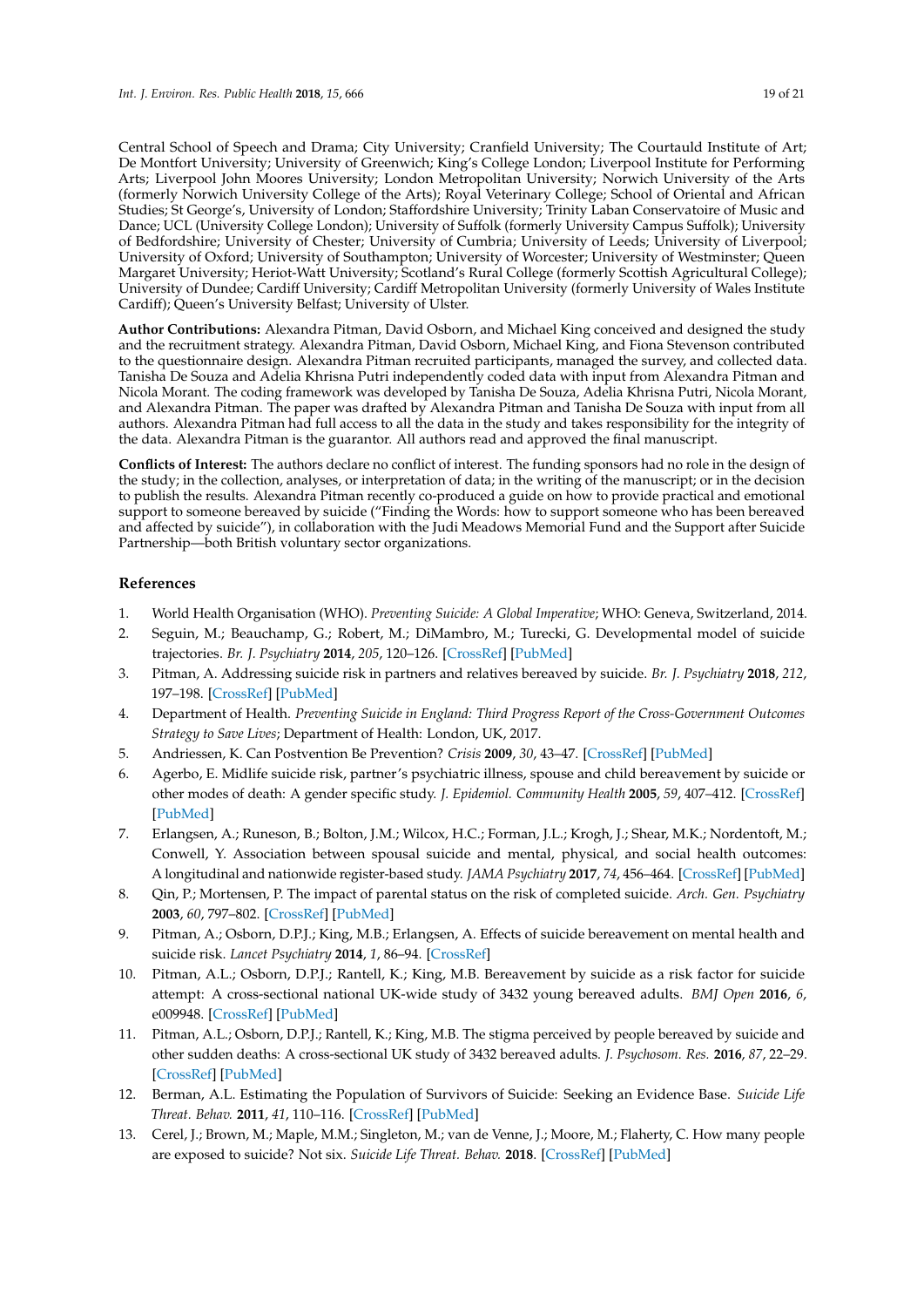Central School of Speech and Drama; City University; Cranfield University; The Courtauld Institute of Art; De Montfort University; University of Greenwich; King's College London; Liverpool Institute for Performing Arts; Liverpool John Moores University; London Metropolitan University; Norwich University of the Arts (formerly Norwich University College of the Arts); Royal Veterinary College; School of Oriental and African Studies; St George's, University of London; Staffordshire University; Trinity Laban Conservatoire of Music and Dance; UCL (University College London); University of Suffolk (formerly University Campus Suffolk); University of Bedfordshire; University of Chester; University of Cumbria; University of Leeds; University of Liverpool; University of Oxford; University of Southampton; University of Worcester; University of Westminster; Queen Margaret University; Heriot-Watt University; Scotland's Rural College (formerly Scottish Agricultural College); University of Dundee; Cardiff University; Cardiff Metropolitan University (formerly University of Wales Institute Cardiff); Queen's University Belfast; University of Ulster.

**Author Contributions:** Alexandra Pitman, David Osborn, and Michael King conceived and designed the study and the recruitment strategy. Alexandra Pitman, David Osborn, Michael King, and Fiona Stevenson contributed to the questionnaire design. Alexandra Pitman recruited participants, managed the survey, and collected data. Tanisha De Souza and Adelia Khrisna Putri independently coded data with input from Alexandra Pitman and Nicola Morant. The coding framework was developed by Tanisha De Souza, Adelia Khrisna Putri, Nicola Morant, and Alexandra Pitman. The paper was drafted by Alexandra Pitman and Tanisha De Souza with input from all authors. Alexandra Pitman had full access to all the data in the study and takes responsibility for the integrity of the data. Alexandra Pitman is the guarantor. All authors read and approved the final manuscript.

**Conflicts of Interest:** The authors declare no conflict of interest. The funding sponsors had no role in the design of the study; in the collection, analyses, or interpretation of data; in the writing of the manuscript; or in the decision to publish the results. Alexandra Pitman recently co-produced a guide on how to provide practical and emotional support to someone bereaved by suicide ("Finding the Words: how to support someone who has been bereaved and affected by suicide"), in collaboration with the Judi Meadows Memorial Fund and the Support after Suicide Partnership—both British voluntary sector organizations.

## References

1. World Health Organisation (WHO). *Preventing Suicide: A Global Imperative*; WHO: Geneva, Switzerland, 2014.
2. Seguin, M.; Beauchamp, G.; Robert, M.; DiMambro, M.; Turecki, G. Developmental model of suicide trajectories. *Br. J. Psychiatry* **2014**, *205*, 120–126. [CrossRef] [PubMed]
3. Pitman, A. Addressing suicide risk in partners and relatives bereaved by suicide. *Br. J. Psychiatry* **2018**, *212*, 197–198. [CrossRef] [PubMed]
4. Department of Health. *Preventing Suicide in England: Third Progress Report of the Cross-Government Outcomes Strategy to Save Lives*; Department of Health: London, UK, 2017.
5. Andriessen, K. Can Postvention Be Prevention? *Crisis* **2009**, *30*, 43–47. [CrossRef] [PubMed]
6. Agerbo, E. Midlife suicide risk, partner's psychiatric illness, spouse and child bereavement by suicide or other modes of death: A gender specific study. *J. Epidemiol. Community Health* **2005**, *59*, 407–412. [CrossRef] [PubMed]
7. Erlangsen, A.; Runeson, B.; Bolton, J.M.; Wilcox, H.C.; Forman, J.L.; Krogh, J.; Shear, M.K.; Nordentoft, M.; Conwell, Y. Association between spousal suicide and mental, physical, and social health outcomes: A longitudinal and nationwide register-based study. *JAMA Psychiatry* **2017**, *74*, 456–464. [CrossRef] [PubMed]
8. Qin, P.; Mortensen, P. The impact of parental status on the risk of completed suicide. *Arch. Gen. Psychiatry* **2003**, *60*, 797–802. [CrossRef] [PubMed]
9. Pitman, A.; Osborn, D.P.J.; King, M.B.; Erlangsen, A. Effects of suicide bereavement on mental health and suicide risk. *Lancet Psychiatry* **2014**, *1*, 86–94. [CrossRef]
10. Pitman, A.L.; Osborn, D.P.J.; Rantell, K.; King, M.B. Bereavement by suicide as a risk factor for suicide attempt: A cross-sectional national UK-wide study of 3432 young bereaved adults. *BMJ Open* **2016**, *6*, e009948. [CrossRef] [PubMed]
11. Pitman, A.L.; Osborn, D.P.J.; Rantell, K.; King, M.B. The stigma perceived by people bereaved by suicide and other sudden deaths: A cross-sectional UK study of 3432 bereaved adults. *J. Psychosom. Res.* **2016**, *87*, 22–29. [CrossRef] [PubMed]
12. Berman, A.L. Estimating the Population of Survivors of Suicide: Seeking an Evidence Base. *Suicide Life Threat. Behav.* **2011**, *41*, 110–116. [CrossRef] [PubMed]
13. Cerel, J.; Brown, M.; Maple, M.M.; Singleton, M.; van de Venne, J.; Moore, M.; Flaherty, C. How many people are exposed to suicide? Not six. *Suicide Life Threat. Behav.* **2018**. [CrossRef] [PubMed]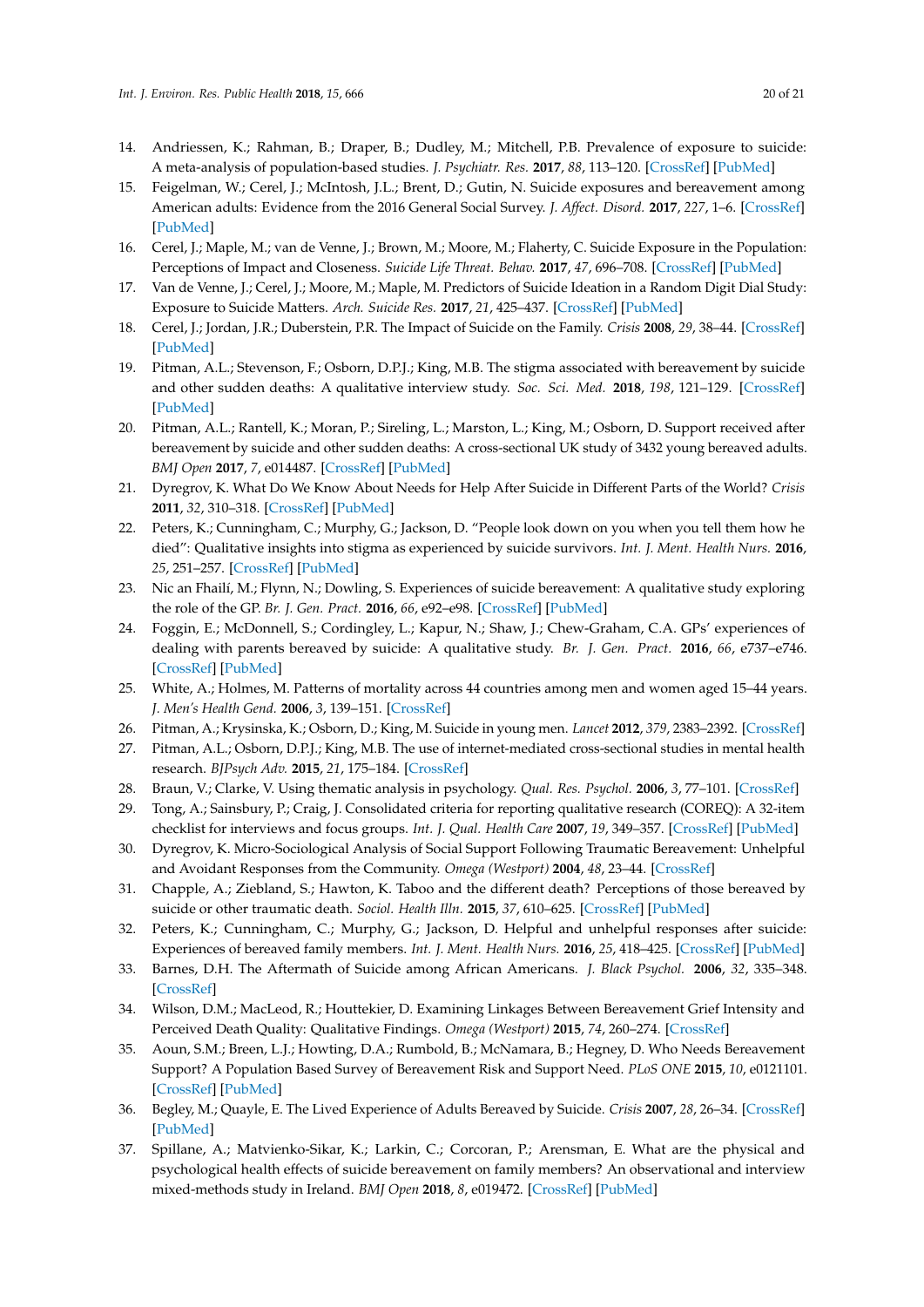14. Andriessen, K.; Rahman, B.; Draper, B.; Dudley, M.; Mitchell, P.B. Prevalence of exposure to suicide: A meta-analysis of population-based studies. *J. Psychiatr. Res.* **2017**, *88*, 113–120. [CrossRef] [PubMed]
15. Feigelman, W.; Cerel, J.; McIntosh, J.L.; Brent, D.; Gutin, N. Suicide exposures and bereavement among American adults: Evidence from the 2016 General Social Survey. *J. Affect. Disord.* **2017**, *227*, 1–6. [CrossRef] [PubMed]
16. Cerel, J.; Maple, M.; van de Venne, J.; Brown, M.; Moore, M.; Flaherty, C. Suicide Exposure in the Population: Perceptions of Impact and Closeness. *Suicide Life Threat. Behav.* **2017**, *47*, 696–708. [CrossRef] [PubMed]
17. Van de Venne, J.; Cerel, J.; Moore, M.; Maple, M. Predictors of Suicide Ideation in a Random Digit Dial Study: Exposure to Suicide Matters. *Arch. Suicide Res.* **2017**, *21*, 425–437. [CrossRef] [PubMed]
18. Cerel, J.; Jordan, J.R.; Duberstein, P.R. The Impact of Suicide on the Family. *Crisis* **2008**, *29*, 38–44. [CrossRef] [PubMed]
19. Pitman, A.L.; Stevenson, F.; Osborn, D.P.J.; King, M.B. The stigma associated with bereavement by suicide and other sudden deaths: A qualitative interview study. *Soc. Sci. Med.* **2018**, *198*, 121–129. [CrossRef] [PubMed]
20. Pitman, A.L.; Rantell, K.; Moran, P.; Sireling, L.; Marston, L.; King, M.; Osborn, D. Support received after bereavement by suicide and other sudden deaths: A cross-sectional UK study of 3432 young bereaved adults. *BMJ Open* **2017**, *7*, e014487. [CrossRef] [PubMed]
21. Dyregrov, K. What Do We Know About Needs for Help After Suicide in Different Parts of the World? *Crisis* **2011**, *32*, 310–318. [CrossRef] [PubMed]
22. Peters, K.; Cunningham, C.; Murphy, G.; Jackson, D. "People look down on you when you tell them how he died": Qualitative insights into stigma as experienced by suicide survivors. *Int. J. Ment. Health Nurs.* **2016**, *25*, 251–257. [CrossRef] [PubMed]
23. Nic an Fhailí, M.; Flynn, N.; Dowling, S. Experiences of suicide bereavement: A qualitative study exploring the role of the GP. *Br. J. Gen. Pract.* **2016**, *66*, e92–e98. [CrossRef] [PubMed]
24. Foggin, E.; McDonnell, S.; Cordingley, L.; Kapur, N.; Shaw, J.; Chew-Graham, C.A. GPs' experiences of dealing with parents bereaved by suicide: A qualitative study. *Br. J. Gen. Pract.* **2016**, *66*, e737–e746. [CrossRef] [PubMed]
25. White, A.; Holmes, M. Patterns of mortality across 44 countries among men and women aged 15–44 years. *J. Men's Health Gend.* **2006**, *3*, 139–151. [CrossRef]
26. Pitman, A.; Krysinska, K.; Osborn, D.; King, M. Suicide in young men. *Lancet* **2012**, *379*, 2383–2392. [CrossRef]
27. Pitman, A.L.; Osborn, D.P.J.; King, M.B. The use of internet-mediated cross-sectional studies in mental health research. *BJPsych Adv.* **2015**, *21*, 175–184. [CrossRef]
28. Braun, V.; Clarke, V. Using thematic analysis in psychology. *Qual. Res. Psychol.* **2006**, *3*, 77–101. [CrossRef]
29. Tong, A.; Sainsbury, P.; Craig, J. Consolidated criteria for reporting qualitative research (COREQ): A 32-item checklist for interviews and focus groups. *Int. J. Qual. Health Care* **2007**, *19*, 349–357. [CrossRef] [PubMed]
30. Dyregrov, K. Micro-Sociological Analysis of Social Support Following Traumatic Bereavement: Unhelpful and Avoidant Responses from the Community. *Omega (Westport)* **2004**, *48*, 23–44. [CrossRef]
31. Chapple, A.; Ziebland, S.; Hawton, K. Taboo and the different death? Perceptions of those bereaved by suicide or other traumatic death. *Sociol. Health Illn.* **2015**, *37*, 610–625. [CrossRef] [PubMed]
32. Peters, K.; Cunningham, C.; Murphy, G.; Jackson, D. Helpful and unhelpful responses after suicide: Experiences of bereaved family members. *Int. J. Ment. Health Nurs.* **2016**, *25*, 418–425. [CrossRef] [PubMed]
33. Barnes, D.H. The Aftermath of Suicide among African Americans. *J. Black Psychol.* **2006**, *32*, 335–348. [CrossRef]
34. Wilson, D.M.; MacLeod, R.; Houttekier, D. Examining Linkages Between Bereavement Grief Intensity and Perceived Death Quality: Qualitative Findings. *Omega (Westport)* **2015**, *74*, 260–274. [CrossRef]
35. Aoun, S.M.; Breen, L.J.; Howting, D.A.; Rumbold, B.; McNamara, B.; Hegney, D. Who Needs Bereavement Support? A Population Based Survey of Bereavement Risk and Support Need. *PLoS ONE* **2015**, *10*, e0121101. [CrossRef] [PubMed]
36. Begley, M.; Quayle, E. The Lived Experience of Adults Bereaved by Suicide. *Crisis* **2007**, *28*, 26–34. [CrossRef] [PubMed]
37. Spillane, A.; Matvienko-Sikar, K.; Larkin, C.; Corcoran, P.; Arensman, E. What are the physical and psychological health effects of suicide bereavement on family members? An observational and interview mixed-methods study in Ireland. *BMJ Open* **2018**, *8*, e019472. [CrossRef] [PubMed]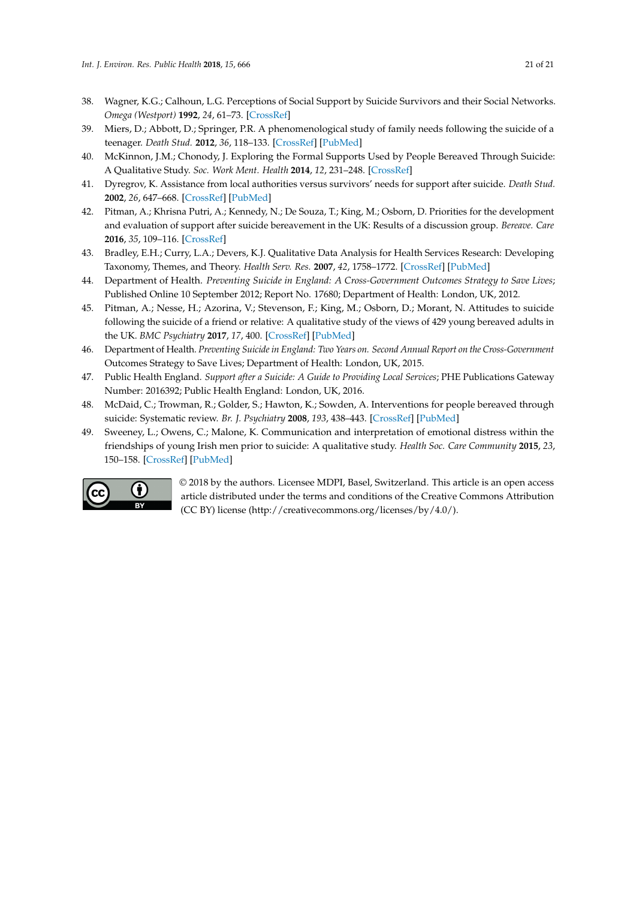38. Wagner, K.G.; Calhoun, L.G. Perceptions of Social Support by Suicide Survivors and their Social Networks. *Omega (Westport)* **1992**, *24*, 61–73. [CrossRef]
39. Miers, D.; Abbott, D.; Springer, P.R. A phenomenological study of family needs following the suicide of a teenager. *Death Stud.* **2012**, *36*, 118–133. [CrossRef] [PubMed]
40. McKinnon, J.M.; Chonody, J. Exploring the Formal Supports Used by People Bereaved Through Suicide: A Qualitative Study. *Soc. Work Ment. Health* **2014**, *12*, 231–248. [CrossRef]
41. Dyregrov, K. Assistance from local authorities versus survivors' needs for support after suicide. *Death Stud.* **2002**, *26*, 647–668. [CrossRef] [PubMed]
42. Pitman, A.; Khrisna Putri, A.; Kennedy, N.; De Souza, T.; King, M.; Osborn, D. Priorities for the development and evaluation of support after suicide bereavement in the UK: Results of a discussion group. *Bereave. Care* **2016**, *35*, 109–116. [CrossRef]
43. Bradley, E.H.; Curry, L.A.; Devers, K.J. Qualitative Data Analysis for Health Services Research: Developing Taxonomy, Themes, and Theory. *Health Serv. Res.* **2007**, *42*, 1758–1772. [CrossRef] [PubMed]
44. Department of Health. *Preventing Suicide in England: A Cross-Government Outcomes Strategy to Save Lives*; Published Online 10 September 2012; Report No. 17680; Department of Health: London, UK, 2012.
45. Pitman, A.; Nesse, H.; Azorina, V.; Stevenson, F.; King, M.; Osborn, D.; Morant, N. Attitudes to suicide following the suicide of a friend or relative: A qualitative study of the views of 429 young bereaved adults in the UK. *BMC Psychiatry* **2017**, *17*, 400. [CrossRef] [PubMed]
46. Department of Health. *Preventing Suicide in England: Two Years on. Second Annual Report on the Cross-Government* Outcomes Strategy to Save Lives; Department of Health: London, UK, 2015.
47. Public Health England. *Support after a Suicide: A Guide to Providing Local Services*; PHE Publications Gateway Number: 2016392; Public Health England: London, UK, 2016.
48. McDaid, C.; Trowman, R.; Golder, S.; Hawton, K.; Sowden, A. Interventions for people bereaved through suicide: Systematic review. *Br. J. Psychiatry* **2008**, *193*, 438–443. [CrossRef] [PubMed]
49. Sweeney, L.; Owens, C.; Malone, K. Communication and interpretation of emotional distress within the friendships of young Irish men prior to suicide: A qualitative study. *Health Soc. Care Community* **2015**, *23*, 150–158. [CrossRef] [PubMed]

© 2018 by the authors. Licensee MDPI, Basel, Switzerland. This article is an open access article distributed under the terms and conditions of the Creative Commons Attribution (CC BY) license (http://creativecommons.org/licenses/by/4.0/).